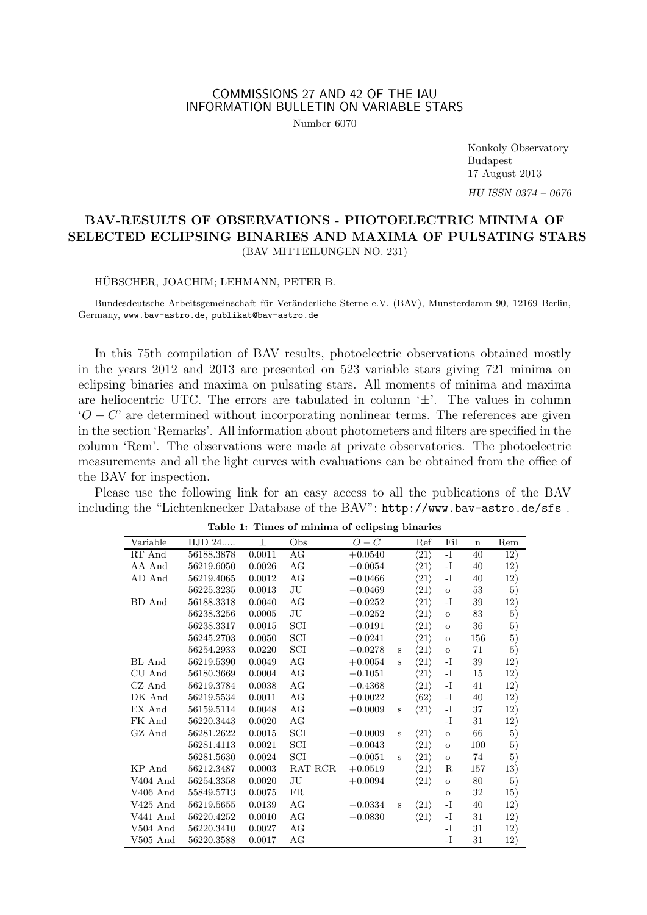COMMISSIONS 27 AND 42 OF THE IAU
INFORMATION BULLETIN ON VARIABLE STARS

Number 6070

Konkoly Observatory
Budapest
17 August 2013

*HU ISSN 0374 – 0676*

# BAV-RESULTS OF OBSERVATIONS - PHOTOELECTRIC MINIMA OF SELECTED ECLIPSING BINARIES AND MAXIMA OF PULSATING STARS

(BAV MITTEILUNGEN NO. 231)

HÜBSCHER, JOACHIM; LEHMANN, PETER B.

Bundesdeutsche Arbeitsgemeinschaft für Veränderliche Sterne e.V. (BAV), Munsterdamm 90, 12169 Berlin, Germany, www.bav-astro.de, publikat@bav-astro.de

In this 75th compilation of BAV results, photoelectric observations obtained mostly in the years 2012 and 2013 are presented on 523 variable stars giving 721 minima on eclipsing binaries and maxima on pulsating stars. All moments of minima and maxima are heliocentric UTC. The errors are tabulated in column '±'. The values in column '$O-C$' are determined without incorporating nonlinear terms. The references are given in the section 'Remarks'. All information about photometers and filters are specified in the column 'Rem'. The observations were made at private observatories. The photoelectric measurements and all the light curves with evaluations can be obtained from the office of the BAV for inspection.

Please use the following link for an easy access to all the publications of the BAV including the "Lichtenknecker Database of the BAV": http://www.bav-astro.de/sfs .

**Table 1: Times of minima of eclipsing binaries**

| Variable | HJD 24..... | ± | Obs | $O-C$ | | Ref | Fil | n | Rem |
|---|---|---|---|---|---|---|---|---|---|
| RT And | 56188.3878 | 0.0011 | AG | +0.0540 | | ⟨21⟩ | -I | 40 | 12) |
| AA And | 56219.6050 | 0.0026 | AG | −0.0054 | | ⟨21⟩ | -I | 40 | 12) |
| AD And | 56219.4065 | 0.0012 | AG | −0.0466 | | ⟨21⟩ | -I | 40 | 12) |
| | 56225.3235 | 0.0013 | JU | −0.0469 | | ⟨21⟩ | o | 53 | 5) |
| BD And | 56188.3318 | 0.0040 | AG | −0.0252 | | ⟨21⟩ | -I | 39 | 12) |
| | 56238.3256 | 0.0005 | JU | −0.0252 | | ⟨21⟩ | o | 83 | 5) |
| | 56238.3317 | 0.0015 | SCI | −0.0191 | | ⟨21⟩ | o | 36 | 5) |
| | 56245.2703 | 0.0050 | SCI | −0.0241 | | ⟨21⟩ | o | 156 | 5) |
| | 56254.2933 | 0.0220 | SCI | −0.0278 | s | ⟨21⟩ | o | 71 | 5) |
| BL And | 56219.5390 | 0.0049 | AG | +0.0054 | s | ⟨21⟩ | -I | 39 | 12) |
| CU And | 56180.3669 | 0.0004 | AG | −0.1051 | | ⟨21⟩ | -I | 15 | 12) |
| CZ And | 56219.3784 | 0.0038 | AG | −0.4368 | | ⟨21⟩ | -I | 41 | 12) |
| DK And | 56219.5534 | 0.0011 | AG | +0.0022 | | ⟨62⟩ | -I | 40 | 12) |
| EX And | 56159.5114 | 0.0048 | AG | −0.0009 | s | ⟨21⟩ | -I | 37 | 12) |
| FK And | 56220.3443 | 0.0020 | AG | | | | -I | 31 | 12) |
| GZ And | 56281.2622 | 0.0015 | SCI | −0.0009 | s | ⟨21⟩ | o | 66 | 5) |
| | 56281.4113 | 0.0021 | SCI | −0.0043 | | ⟨21⟩ | o | 100 | 5) |
| | 56281.5630 | 0.0024 | SCI | −0.0051 | s | ⟨21⟩ | o | 74 | 5) |
| KP And | 56212.3487 | 0.0003 | RAT RCR | +0.0519 | | ⟨21⟩ | R | 157 | 13) |
| V404 And | 56254.3358 | 0.0020 | JU | +0.0094 | | ⟨21⟩ | o | 80 | 5) |
| V406 And | 55849.5713 | 0.0075 | FR | | | | o | 32 | 15) |
| V425 And | 56219.5655 | 0.0139 | AG | −0.0334 | s | ⟨21⟩ | -I | 40 | 12) |
| V441 And | 56220.4252 | 0.0010 | AG | −0.0830 | | ⟨21⟩ | -I | 31 | 12) |
| V504 And | 56220.3410 | 0.0027 | AG | | | | -I | 31 | 12) |
| V505 And | 56220.3588 | 0.0017 | AG | | | | -I | 31 | 12) |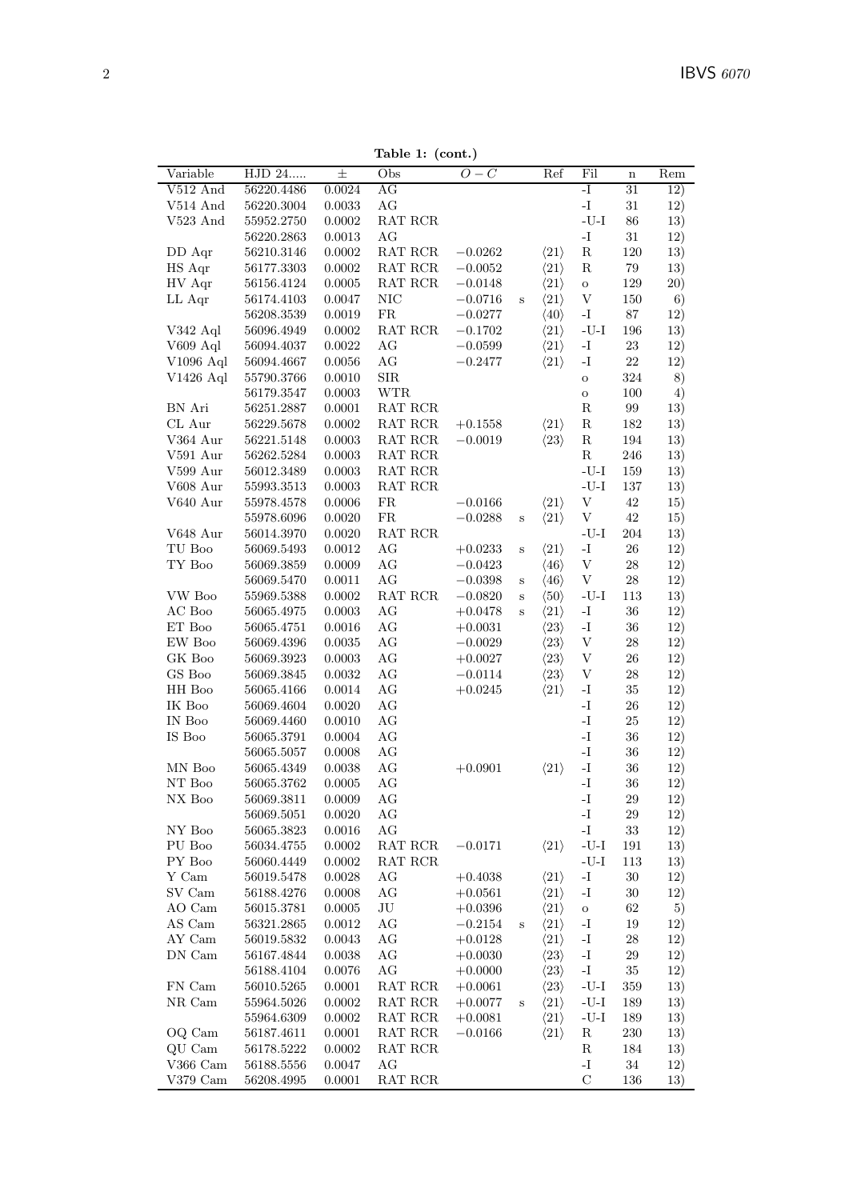**Table 1: (cont.)**

| Variable | HJD 24..... | ± | Obs | $O-C$ | | Ref | Fil | n | Rem |
|---|---|---|---|---|---|---|---|---|---|
| V512 And | 56220.4486 | 0.0024 | AG | | | | -I | 31 | 12) |
| V514 And | 56220.3004 | 0.0033 | AG | | | | -I | 31 | 12) |
| V523 And | 55952.2750 | 0.0002 | RAT RCR | | | | -U-I | 86 | 13) |
| | 56220.2863 | 0.0013 | AG | | | | -I | 31 | 12) |
| DD Aqr | 56210.3146 | 0.0002 | RAT RCR | $-0.0262$ | | ⟨21⟩ | R | 120 | 13) |
| HS Aqr | 56177.3303 | 0.0002 | RAT RCR | $-0.0052$ | | ⟨21⟩ | R | 79 | 13) |
| HV Aqr | 56156.4124 | 0.0005 | RAT RCR | $-0.0148$ | | ⟨21⟩ | o | 129 | 20) |
| LL Aqr | 56174.4103 | 0.0047 | NIC | $-0.0716$ | s | ⟨21⟩ | V | 150 | 6) |
| | 56208.3539 | 0.0019 | FR | $-0.0277$ | | ⟨40⟩ | -I | 87 | 12) |
| V342 Aql | 56096.4949 | 0.0002 | RAT RCR | $-0.1702$ | | ⟨21⟩ | -U-I | 196 | 13) |
| V609 Aql | 56094.4037 | 0.0022 | AG | $-0.0599$ | | ⟨21⟩ | -I | 23 | 12) |
| V1096 Aql | 56094.4667 | 0.0056 | AG | $-0.2477$ | | ⟨21⟩ | -I | 22 | 12) |
| V1426 Aql | 55790.3766 | 0.0010 | SIR | | | | o | 324 | 8) |
| | 56179.3547 | 0.0003 | WTR | | | | o | 100 | 4) |
| BN Ari | 56251.2887 | 0.0001 | RAT RCR | | | | R | 99 | 13) |
| CL Aur | 56229.5678 | 0.0002 | RAT RCR | $+0.1558$ | | ⟨21⟩ | R | 182 | 13) |
| V364 Aur | 56221.5148 | 0.0003 | RAT RCR | $-0.0019$ | | ⟨23⟩ | R | 194 | 13) |
| V591 Aur | 56262.5284 | 0.0003 | RAT RCR | | | | R | 246 | 13) |
| V599 Aur | 56012.3489 | 0.0003 | RAT RCR | | | | -U-I | 159 | 13) |
| V608 Aur | 55993.3513 | 0.0003 | RAT RCR | | | | -U-I | 137 | 13) |
| V640 Aur | 55978.4578 | 0.0006 | FR | $-0.0166$ | | ⟨21⟩ | V | 42 | 15) |
| | 55978.6096 | 0.0020 | FR | $-0.0288$ | s | ⟨21⟩ | V | 42 | 15) |
| V648 Aur | 56014.3970 | 0.0020 | RAT RCR | | | | -U-I | 204 | 13) |
| TU Boo | 56069.5493 | 0.0012 | AG | $+0.0233$ | s | ⟨21⟩ | -I | 26 | 12) |
| TY Boo | 56069.3859 | 0.0009 | AG | $-0.0423$ | | ⟨46⟩ | V | 28 | 12) |
| | 56069.5470 | 0.0011 | AG | $-0.0398$ | s | ⟨46⟩ | V | 28 | 12) |
| VW Boo | 55969.5388 | 0.0002 | RAT RCR | $-0.0820$ | s | ⟨50⟩ | -U-I | 113 | 13) |
| AC Boo | 56065.4975 | 0.0003 | AG | $+0.0478$ | s | ⟨21⟩ | -I | 36 | 12) |
| ET Boo | 56065.4751 | 0.0016 | AG | $+0.0031$ | | ⟨23⟩ | -I | 36 | 12) |
| EW Boo | 56069.4396 | 0.0035 | AG | $-0.0029$ | | ⟨23⟩ | V | 28 | 12) |
| GK Boo | 56069.3923 | 0.0003 | AG | $+0.0027$ | | ⟨23⟩ | V | 26 | 12) |
| GS Boo | 56069.3845 | 0.0032 | AG | $-0.0114$ | | ⟨23⟩ | V | 28 | 12) |
| HH Boo | 56065.4166 | 0.0014 | AG | $+0.0245$ | | ⟨21⟩ | -I | 35 | 12) |
| IK Boo | 56069.4604 | 0.0020 | AG | | | | -I | 26 | 12) |
| IN Boo | 56069.4460 | 0.0010 | AG | | | | -I | 25 | 12) |
| IS Boo | 56065.3791 | 0.0004 | AG | | | | -I | 36 | 12) |
| | 56065.5057 | 0.0008 | AG | | | | -I | 36 | 12) |
| MN Boo | 56065.4349 | 0.0038 | AG | $+0.0901$ | | ⟨21⟩ | -I | 36 | 12) |
| NT Boo | 56065.3762 | 0.0005 | AG | | | | -I | 36 | 12) |
| NX Boo | 56069.3811 | 0.0009 | AG | | | | -I | 29 | 12) |
| | 56069.5051 | 0.0020 | AG | | | | -I | 29 | 12) |
| NY Boo | 56065.3823 | 0.0016 | AG | | | | -I | 33 | 12) |
| PU Boo | 56034.4755 | 0.0002 | RAT RCR | $-0.0171$ | | ⟨21⟩ | -U-I | 191 | 13) |
| PY Boo | 56060.4449 | 0.0002 | RAT RCR | | | | -U-I | 113 | 13) |
| Y Cam | 56019.5478 | 0.0028 | AG | $+0.4038$ | | ⟨21⟩ | -I | 30 | 12) |
| SV Cam | 56188.4276 | 0.0008 | AG | $+0.0561$ | | ⟨21⟩ | -I | 30 | 12) |
| AO Cam | 56015.3781 | 0.0005 | JU | $+0.0396$ | | ⟨21⟩ | o | 62 | 5) |
| AS Cam | 56321.2865 | 0.0012 | AG | $-0.2154$ | s | ⟨21⟩ | -I | 19 | 12) |
| AY Cam | 56019.5832 | 0.0043 | AG | $+0.0128$ | | ⟨21⟩ | -I | 28 | 12) |
| DN Cam | 56167.4844 | 0.0038 | AG | $+0.0030$ | | ⟨23⟩ | -I | 29 | 12) |
| | 56188.4104 | 0.0076 | AG | $+0.0000$ | | ⟨23⟩ | -I | 35 | 12) |
| FN Cam | 56010.5265 | 0.0001 | RAT RCR | $+0.0061$ | | ⟨23⟩ | -U-I | 359 | 13) |
| NR Cam | 55964.5026 | 0.0002 | RAT RCR | $+0.0077$ | s | ⟨21⟩ | -U-I | 189 | 13) |
| | 55964.6309 | 0.0002 | RAT RCR | $+0.0081$ | | ⟨21⟩ | -U-I | 189 | 13) |
| OQ Cam | 56187.4611 | 0.0001 | RAT RCR | $-0.0166$ | | ⟨21⟩ | R | 230 | 13) |
| QU Cam | 56178.5222 | 0.0002 | RAT RCR | | | | R | 184 | 13) |
| V366 Cam | 56188.5556 | 0.0047 | AG | | | | -I | 34 | 12) |
| V379 Cam | 56208.4995 | 0.0001 | RAT RCR | | | | C | 136 | 13) |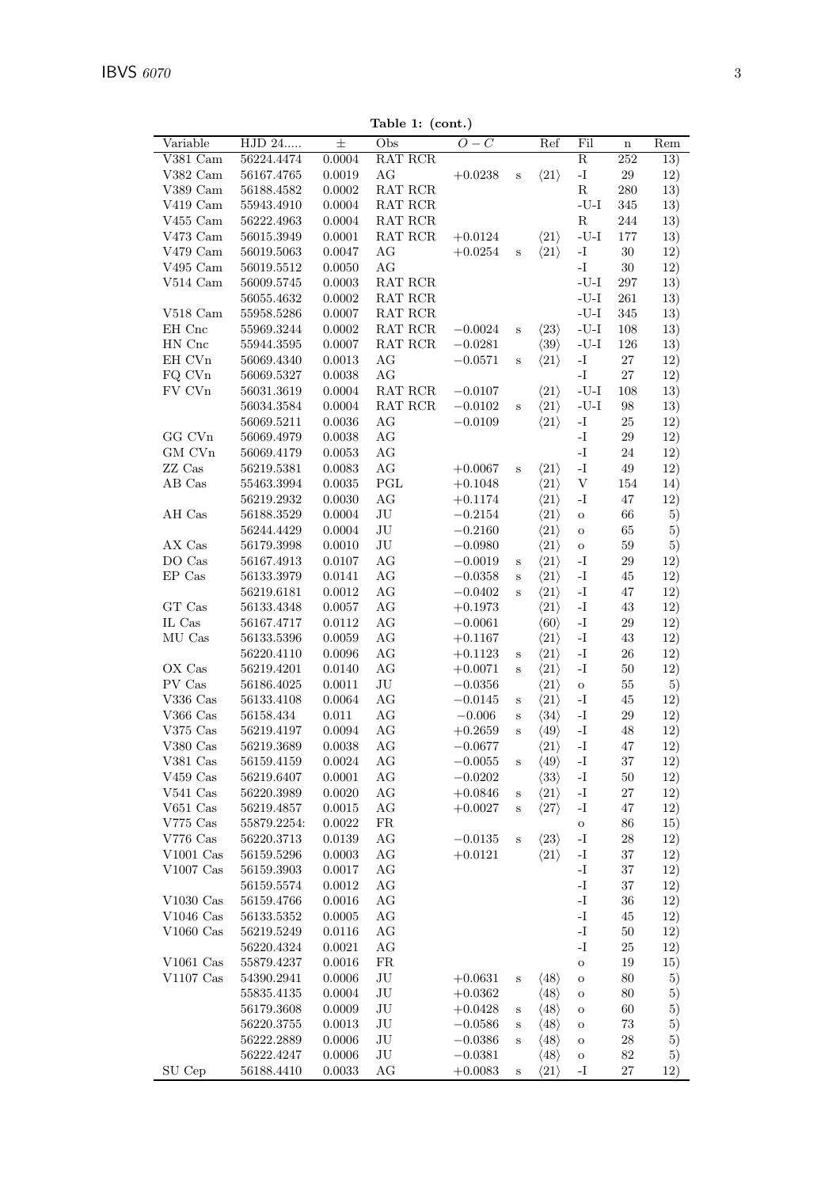**Table 1: (cont.)**

| Variable | HJD 24..... | ± | Obs | $O-C$ | | Ref | Fil | n | Rem |
|---|---|---|---|---|---|---|---|---|---|
| V381 Cam | 56224.4474 | 0.0004 | RAT RCR | | | | R | 252 | 13) |
| V382 Cam | 56167.4765 | 0.0019 | AG | +0.0238 | s | ⟨21⟩ | -I | 29 | 12) |
| V389 Cam | 56188.4582 | 0.0002 | RAT RCR | | | | R | 280 | 13) |
| V419 Cam | 55943.4910 | 0.0004 | RAT RCR | | | | -U-I | 345 | 13) |
| V455 Cam | 56222.4963 | 0.0004 | RAT RCR | | | | R | 244 | 13) |
| V473 Cam | 56015.3949 | 0.0001 | RAT RCR | +0.0124 | | ⟨21⟩ | -U-I | 177 | 13) |
| V479 Cam | 56019.5063 | 0.0047 | AG | +0.0254 | s | ⟨21⟩ | -I | 30 | 12) |
| V495 Cam | 56019.5512 | 0.0050 | AG | | | | -I | 30 | 12) |
| V514 Cam | 56009.5745 | 0.0003 | RAT RCR | | | | -U-I | 297 | 13) |
| | 56055.4632 | 0.0002 | RAT RCR | | | | -U-I | 261 | 13) |
| V518 Cam | 55958.5286 | 0.0007 | RAT RCR | | | | -U-I | 345 | 13) |
| EH Cnc | 55969.3244 | 0.0002 | RAT RCR | −0.0024 | s | ⟨23⟩ | -U-I | 108 | 13) |
| HN Cnc | 55944.3595 | 0.0007 | RAT RCR | −0.0281 | | ⟨39⟩ | -U-I | 126 | 13) |
| EH CVn | 56069.4340 | 0.0013 | AG | −0.0571 | s | ⟨21⟩ | -I | 27 | 12) |
| FQ CVn | 56069.5327 | 0.0038 | AG | | | | -I | 27 | 12) |
| FV CVn | 56031.3619 | 0.0004 | RAT RCR | −0.0107 | | ⟨21⟩ | -U-I | 108 | 13) |
| | 56034.3584 | 0.0004 | RAT RCR | −0.0102 | s | ⟨21⟩ | -U-I | 98 | 13) |
| | 56069.5211 | 0.0036 | AG | −0.0109 | | ⟨21⟩ | -I | 25 | 12) |
| GG CVn | 56069.4979 | 0.0038 | AG | | | | -I | 29 | 12) |
| GM CVn | 56069.4179 | 0.0053 | AG | | | | -I | 24 | 12) |
| ZZ Cas | 56219.5381 | 0.0083 | AG | +0.0067 | s | ⟨21⟩ | -I | 49 | 12) |
| AB Cas | 55463.3994 | 0.0035 | PGL | +0.1048 | | ⟨21⟩ | V | 154 | 14) |
| | 56219.2932 | 0.0030 | AG | +0.1174 | | ⟨21⟩ | -I | 47 | 12) |
| AH Cas | 56188.3529 | 0.0004 | JU | −0.2154 | | ⟨21⟩ | o | 66 | 5) |
| | 56244.4429 | 0.0004 | JU | −0.2160 | | ⟨21⟩ | o | 65 | 5) |
| AX Cas | 56179.3998 | 0.0010 | JU | −0.0980 | | ⟨21⟩ | o | 59 | 5) |
| DO Cas | 56167.4913 | 0.0107 | AG | −0.0019 | s | ⟨21⟩ | -I | 29 | 12) |
| EP Cas | 56133.3979 | 0.0141 | AG | −0.0358 | s | ⟨21⟩ | -I | 45 | 12) |
| | 56219.6181 | 0.0012 | AG | −0.0402 | s | ⟨21⟩ | -I | 47 | 12) |
| GT Cas | 56133.4348 | 0.0057 | AG | +0.1973 | | ⟨21⟩ | -I | 43 | 12) |
| IL Cas | 56167.4717 | 0.0112 | AG | −0.0061 | | ⟨60⟩ | -I | 29 | 12) |
| MU Cas | 56133.5396 | 0.0059 | AG | +0.1167 | | ⟨21⟩ | -I | 43 | 12) |
| | 56220.4110 | 0.0096 | AG | +0.1123 | s | ⟨21⟩ | -I | 26 | 12) |
| OX Cas | 56219.4201 | 0.0140 | AG | +0.0071 | s | ⟨21⟩ | -I | 50 | 12) |
| PV Cas | 56186.4025 | 0.0011 | JU | −0.0356 | | ⟨21⟩ | o | 55 | 5) |
| V336 Cas | 56133.4108 | 0.0064 | AG | −0.0145 | s | ⟨21⟩ | -I | 45 | 12) |
| V366 Cas | 56158.434 | 0.011 | AG | −0.006 | s | ⟨34⟩ | -I | 29 | 12) |
| V375 Cas | 56219.4197 | 0.0094 | AG | +0.2659 | s | ⟨49⟩ | -I | 48 | 12) |
| V380 Cas | 56219.3689 | 0.0038 | AG | −0.0677 | | ⟨21⟩ | -I | 47 | 12) |
| V381 Cas | 56159.4159 | 0.0024 | AG | −0.0055 | s | ⟨49⟩ | -I | 37 | 12) |
| V459 Cas | 56219.6407 | 0.0001 | AG | −0.0202 | | ⟨33⟩ | -I | 50 | 12) |
| V541 Cas | 56220.3989 | 0.0020 | AG | +0.0846 | s | ⟨21⟩ | -I | 27 | 12) |
| V651 Cas | 56219.4857 | 0.0015 | AG | +0.0027 | s | ⟨27⟩ | -I | 47 | 12) |
| V775 Cas | 55879.2254: | 0.0022 | FR | | | | o | 86 | 15) |
| V776 Cas | 56220.3713 | 0.0139 | AG | −0.0135 | s | ⟨23⟩ | -I | 28 | 12) |
| V1001 Cas | 56159.5296 | 0.0003 | AG | +0.0121 | | ⟨21⟩ | -I | 37 | 12) |
| V1007 Cas | 56159.3903 | 0.0017 | AG | | | | -I | 37 | 12) |
| | 56159.5574 | 0.0012 | AG | | | | -I | 37 | 12) |
| V1030 Cas | 56159.4766 | 0.0016 | AG | | | | -I | 36 | 12) |
| V1046 Cas | 56133.5352 | 0.0005 | AG | | | | -I | 45 | 12) |
| V1060 Cas | 56219.5249 | 0.0116 | AG | | | | -I | 50 | 12) |
| | 56220.4324 | 0.0021 | AG | | | | -I | 25 | 12) |
| V1061 Cas | 55879.4237 | 0.0016 | FR | | | | o | 19 | 15) |
| V1107 Cas | 54390.2941 | 0.0006 | JU | +0.0631 | s | ⟨48⟩ | o | 80 | 5) |
| | 55835.4135 | 0.0004 | JU | +0.0362 | | ⟨48⟩ | o | 80 | 5) |
| | 56179.3608 | 0.0009 | JU | +0.0428 | s | ⟨48⟩ | o | 60 | 5) |
| | 56220.3755 | 0.0013 | JU | −0.0586 | s | ⟨48⟩ | o | 73 | 5) |
| | 56222.2889 | 0.0006 | JU | −0.0386 | s | ⟨48⟩ | o | 28 | 5) |
| | 56222.4247 | 0.0006 | JU | −0.0381 | | ⟨48⟩ | o | 82 | 5) |
| SU Cep | 56188.4410 | 0.0033 | AG | +0.0083 | s | ⟨21⟩ | -I | 27 | 12) |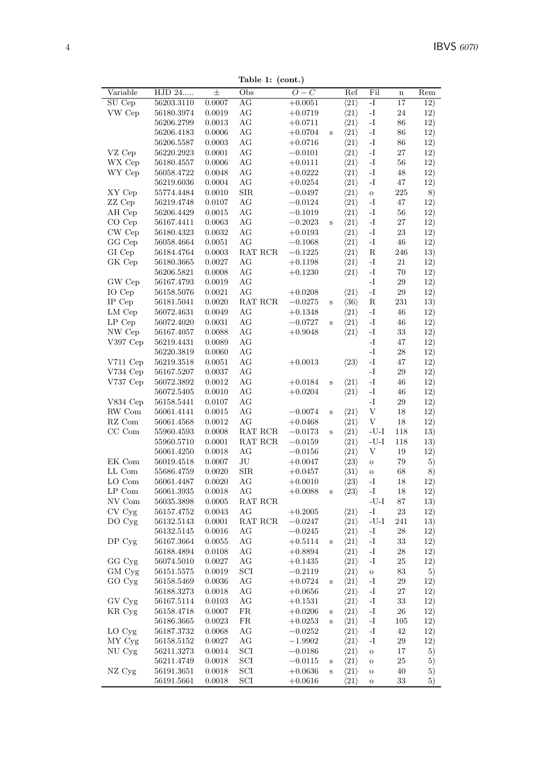**Table 1: (cont.)**

| Variable | HJD 24..... | ± | Obs | $O-C$ | | Ref | Fil | n | Rem |
|---|---|---|---|---|---|---|---|---|---|
| SU Cep | 56203.3110 | 0.0007 | AG | +0.0051 | | ⟨21⟩ | -I | 17 | 12) |
| VW Cep | 56180.3974 | 0.0019 | AG | +0.0719 | | ⟨21⟩ | -I | 24 | 12) |
| | 56206.2799 | 0.0013 | AG | +0.0711 | | ⟨21⟩ | -I | 86 | 12) |
| | 56206.4183 | 0.0006 | AG | +0.0704 | s | ⟨21⟩ | -I | 86 | 12) |
| | 56206.5587 | 0.0003 | AG | +0.0716 | | ⟨21⟩ | -I | 86 | 12) |
| VZ Cep | 56220.2923 | 0.0001 | AG | −0.0101 | | ⟨21⟩ | -I | 27 | 12) |
| WX Cep | 56180.4557 | 0.0006 | AG | +0.0111 | | ⟨21⟩ | -I | 56 | 12) |
| WY Cep | 56058.4722 | 0.0048 | AG | +0.0222 | | ⟨21⟩ | -I | 48 | 12) |
| | 56219.6036 | 0.0004 | AG | +0.0254 | | ⟨21⟩ | -I | 47 | 12) |
| XY Cep | 55774.4484 | 0.0010 | SIR | −0.0497 | | ⟨21⟩ | o | 225 | 8) |
| ZZ Cep | 56219.4748 | 0.0107 | AG | −0.0124 | | ⟨21⟩ | -I | 47 | 12) |
| AH Cep | 56206.4429 | 0.0015 | AG | −0.1019 | | ⟨21⟩ | -I | 56 | 12) |
| CO Cep | 56167.4411 | 0.0063 | AG | −0.2023 | s | ⟨21⟩ | -I | 27 | 12) |
| CW Cep | 56180.4323 | 0.0032 | AG | +0.0193 | | ⟨21⟩ | -I | 23 | 12) |
| GG Cep | 56058.4664 | 0.0051 | AG | −0.1068 | | ⟨21⟩ | -I | 46 | 12) |
| GI Cep | 56184.4764 | 0.0003 | RAT RCR | −0.1225 | | ⟨21⟩ | R | 246 | 13) |
| GK Cep | 56180.3665 | 0.0027 | AG | +0.1198 | | ⟨21⟩ | -I | 21 | 12) |
| | 56206.5821 | 0.0008 | AG | +0.1230 | | ⟨21⟩ | -I | 70 | 12) |
| GW Cep | 56167.4793 | 0.0019 | AG | | | | -I | 29 | 12) |
| IO Cep | 56158.5076 | 0.0021 | AG | +0.0208 | | ⟨21⟩ | -I | 29 | 12) |
| IP Cep | 56181.5041 | 0.0020 | RAT RCR | −0.0275 | s | ⟨36⟩ | R | 231 | 13) |
| LM Cep | 56072.4631 | 0.0049 | AG | +0.1348 | | ⟨21⟩ | -I | 46 | 12) |
| LP Cep | 56072.4020 | 0.0031 | AG | −0.0727 | s | ⟨21⟩ | -I | 46 | 12) |
| NW Cep | 56167.4057 | 0.0088 | AG | +0.9048 | | ⟨21⟩ | -I | 33 | 12) |
| V397 Cep | 56219.4431 | 0.0089 | AG | | | | -I | 47 | 12) |
| | 56220.3819 | 0.0060 | AG | | | | -I | 28 | 12) |
| V711 Cep | 56219.3518 | 0.0051 | AG | +0.0013 | | ⟨23⟩ | -I | 47 | 12) |
| V734 Cep | 56167.5207 | 0.0037 | AG | | | | -I | 29 | 12) |
| V737 Cep | 56072.3892 | 0.0012 | AG | +0.0184 | s | ⟨21⟩ | -I | 46 | 12) |
| | 56072.5405 | 0.0010 | AG | +0.0204 | | ⟨21⟩ | -I | 46 | 12) |
| V834 Cep | 56158.5441 | 0.0107 | AG | | | | -I | 29 | 12) |
| RW Com | 56061.4141 | 0.0015 | AG | −0.0074 | s | ⟨21⟩ | V | 18 | 12) |
| RZ Com | 56061.4568 | 0.0012 | AG | +0.0468 | | ⟨21⟩ | V | 18 | 12) |
| CC Com | 55960.4593 | 0.0008 | RAT RCR | −0.0173 | s | ⟨21⟩ | -U-I | 118 | 13) |
| | 55960.5710 | 0.0001 | RAT RCR | −0.0159 | | ⟨21⟩ | -U-I | 118 | 13) |
| | 56061.4250 | 0.0018 | AG | −0.0156 | | ⟨21⟩ | V | 19 | 12) |
| EK Com | 56019.4518 | 0.0007 | JU | +0.0047 | | ⟨23⟩ | o | 79 | 5) |
| LL Com | 55686.4759 | 0.0020 | SIR | +0.0457 | | ⟨31⟩ | o | 68 | 8) |
| LO Com | 56061.4487 | 0.0020 | AG | +0.0010 | | ⟨23⟩ | -I | 18 | 12) |
| LP Com | 56061.3935 | 0.0018 | AG | +0.0088 | s | ⟨23⟩ | -I | 18 | 12) |
| NV Com | 56035.3898 | 0.0005 | RAT RCR | | | | -U-I | 87 | 13) |
| CV Cyg | 56157.4752 | 0.0043 | AG | +0.2005 | | ⟨21⟩ | -I | 23 | 12) |
| DO Cyg | 56132.5143 | 0.0001 | RAT RCR | −0.0247 | | ⟨21⟩ | -U-I | 241 | 13) |
| | 56132.5145 | 0.0016 | AG | −0.0245 | | ⟨21⟩ | -I | 28 | 12) |
| DP Cyg | 56167.3664 | 0.0055 | AG | +0.5114 | s | ⟨21⟩ | -I | 33 | 12) |
| | 56188.4894 | 0.0108 | AG | +0.8894 | | ⟨21⟩ | -I | 28 | 12) |
| GG Cyg | 56074.5010 | 0.0027 | AG | +0.1435 | | ⟨21⟩ | -I | 25 | 12) |
| GM Cyg | 56151.5575 | 0.0019 | SCI | −0.2119 | | ⟨21⟩ | o | 83 | 5) |
| GO Cyg | 56158.5469 | 0.0036 | AG | +0.0724 | s | ⟨21⟩ | -I | 29 | 12) |
| | 56188.3273 | 0.0018 | AG | +0.0656 | | ⟨21⟩ | -I | 27 | 12) |
| GV Cyg | 56167.5114 | 0.0103 | AG | +0.1531 | | ⟨21⟩ | -I | 33 | 12) |
| KR Cyg | 56158.4718 | 0.0007 | FR | +0.0206 | s | ⟨21⟩ | -I | 26 | 12) |
| | 56186.3665 | 0.0023 | FR | +0.0253 | s | ⟨21⟩ | -I | 105 | 12) |
| LO Cyg | 56187.3732 | 0.0068 | AG | −0.0252 | | ⟨21⟩ | -I | 42 | 12) |
| MY Cyg | 56158.5152 | 0.0027 | AG | −1.9902 | | ⟨21⟩ | -I | 29 | 12) |
| NU Cyg | 56211.3273 | 0.0014 | SCI | −0.0186 | | ⟨21⟩ | o | 17 | 5) |
| | 56211.4749 | 0.0018 | SCI | −0.0115 | s | ⟨21⟩ | o | 25 | 5) |
| NZ Cyg | 56191.3651 | 0.0018 | SCI | +0.0636 | s | ⟨21⟩ | o | 40 | 5) |
| | 56191.5661 | 0.0018 | SCI | +0.0616 | | ⟨21⟩ | o | 33 | 5) |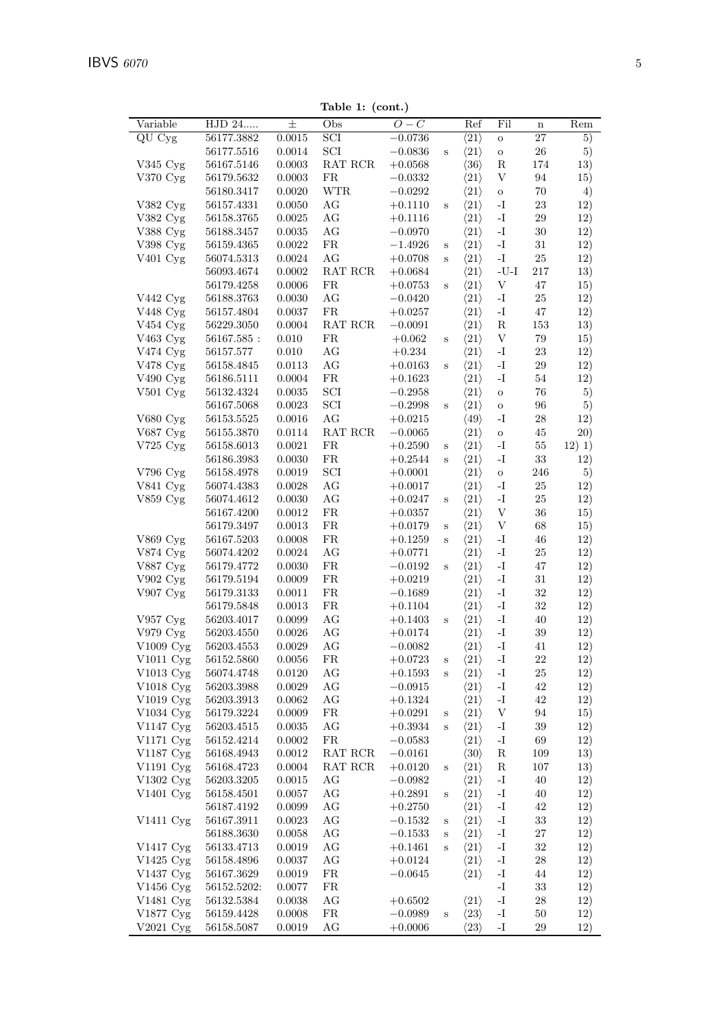**Table 1: (cont.)**

| Variable | HJD 24..... | ± | Obs | $O-C$ | | Ref | Fil | n | Rem |
|---|---|---|---|---|---|---|---|---|---|
| QU Cyg | 56177.3882 | 0.0015 | SCI | −0.0736 | | ⟨21⟩ | o | 27 | 5) |
| | 56177.5516 | 0.0014 | SCI | −0.0836 | s | ⟨21⟩ | o | 26 | 5) |
| V345 Cyg | 56167.5146 | 0.0003 | RAT RCR | +0.0568 | | ⟨36⟩ | R | 174 | 13) |
| V370 Cyg | 56179.5632 | 0.0003 | FR | −0.0332 | | ⟨21⟩ | V | 94 | 15) |
| | 56180.3417 | 0.0020 | WTR | −0.0292 | | ⟨21⟩ | o | 70 | 4) |
| V382 Cyg | 56157.4331 | 0.0050 | AG | +0.1110 | s | ⟨21⟩ | -I | 23 | 12) |
| V382 Cyg | 56158.3765 | 0.0025 | AG | +0.1116 | | ⟨21⟩ | -I | 29 | 12) |
| V388 Cyg | 56188.3457 | 0.0035 | AG | −0.0970 | | ⟨21⟩ | -I | 30 | 12) |
| V398 Cyg | 56159.4365 | 0.0022 | FR | −1.4926 | s | ⟨21⟩ | -I | 31 | 12) |
| V401 Cyg | 56074.5313 | 0.0024 | AG | +0.0708 | s | ⟨21⟩ | -I | 25 | 12) |
| | 56093.4674 | 0.0002 | RAT RCR | +0.0684 | | ⟨21⟩ | -U-I | 217 | 13) |
| | 56179.4258 | 0.0006 | FR | +0.0753 | s | ⟨21⟩ | V | 47 | 15) |
| V442 Cyg | 56188.3763 | 0.0030 | AG | −0.0420 | | ⟨21⟩ | -I | 25 | 12) |
| V448 Cyg | 56157.4804 | 0.0037 | FR | +0.0257 | | ⟨21⟩ | -I | 47 | 12) |
| V454 Cyg | 56229.3050 | 0.0004 | RAT RCR | −0.0091 | | ⟨21⟩ | R | 153 | 13) |
| V463 Cyg | 56167.585 : | 0.010 | FR | +0.062 | s | ⟨21⟩ | V | 79 | 15) |
| V474 Cyg | 56157.577 | 0.010 | AG | +0.234 | | ⟨21⟩ | -I | 23 | 12) |
| V478 Cyg | 56158.4845 | 0.0113 | AG | +0.0163 | s | ⟨21⟩ | -I | 29 | 12) |
| V490 Cyg | 56186.5111 | 0.0004 | FR | +0.1623 | | ⟨21⟩ | -I | 54 | 12) |
| V501 Cyg | 56132.4324 | 0.0035 | SCI | −0.2958 | | ⟨21⟩ | o | 76 | 5) |
| | 56167.5068 | 0.0023 | SCI | −0.2998 | s | ⟨21⟩ | o | 96 | 5) |
| V680 Cyg | 56153.5525 | 0.0016 | AG | +0.0215 | | ⟨49⟩ | -I | 28 | 12) |
| V687 Cyg | 56155.3870 | 0.0114 | RAT RCR | −0.0065 | | ⟨21⟩ | o | 45 | 20) |
| V725 Cyg | 56158.6013 | 0.0021 | FR | +0.2590 | s | ⟨21⟩ | -I | 55 | 12) 1) |
| | 56186.3983 | 0.0030 | FR | +0.2544 | s | ⟨21⟩ | -I | 33 | 12) |
| V796 Cyg | 56158.4978 | 0.0019 | SCI | +0.0001 | | ⟨21⟩ | o | 246 | 5) |
| V841 Cyg | 56074.4383 | 0.0028 | AG | +0.0017 | | ⟨21⟩ | -I | 25 | 12) |
| V859 Cyg | 56074.4612 | 0.0030 | AG | +0.0247 | s | ⟨21⟩ | -I | 25 | 12) |
| | 56167.4200 | 0.0012 | FR | +0.0357 | | ⟨21⟩ | V | 36 | 15) |
| | 56179.3497 | 0.0013 | FR | +0.0179 | s | ⟨21⟩ | V | 68 | 15) |
| V869 Cyg | 56167.5203 | 0.0008 | FR | +0.1259 | s | ⟨21⟩ | -I | 46 | 12) |
| V874 Cyg | 56074.4202 | 0.0024 | AG | +0.0771 | | ⟨21⟩ | -I | 25 | 12) |
| V887 Cyg | 56179.4772 | 0.0030 | FR | −0.0192 | s | ⟨21⟩ | -I | 47 | 12) |
| V902 Cyg | 56179.5194 | 0.0009 | FR | +0.0219 | | ⟨21⟩ | -I | 31 | 12) |
| V907 Cyg | 56179.3133 | 0.0011 | FR | −0.1689 | | ⟨21⟩ | -I | 32 | 12) |
| | 56179.5848 | 0.0013 | FR | +0.1104 | | ⟨21⟩ | -I | 32 | 12) |
| V957 Cyg | 56203.4017 | 0.0099 | AG | +0.1403 | s | ⟨21⟩ | -I | 40 | 12) |
| V979 Cyg | 56203.4550 | 0.0026 | AG | +0.0174 | | ⟨21⟩ | -I | 39 | 12) |
| V1009 Cyg | 56203.4553 | 0.0029 | AG | −0.0082 | | ⟨21⟩ | -I | 41 | 12) |
| V1011 Cyg | 56152.5860 | 0.0056 | FR | +0.0723 | s | ⟨21⟩ | -I | 22 | 12) |
| V1013 Cyg | 56074.4748 | 0.0120 | AG | +0.1593 | s | ⟨21⟩ | -I | 25 | 12) |
| V1018 Cyg | 56203.3988 | 0.0029 | AG | −0.0915 | | ⟨21⟩ | -I | 42 | 12) |
| V1019 Cyg | 56203.3913 | 0.0062 | AG | +0.1324 | | ⟨21⟩ | -I | 42 | 12) |
| V1034 Cyg | 56179.3224 | 0.0009 | FR | +0.0291 | s | ⟨21⟩ | V | 94 | 15) |
| V1147 Cyg | 56203.4515 | 0.0035 | AG | +0.3934 | s | ⟨21⟩ | -I | 39 | 12) |
| V1171 Cyg | 56152.4214 | 0.0002 | FR | −0.0583 | | ⟨21⟩ | -I | 69 | 12) |
| V1187 Cyg | 56168.4943 | 0.0012 | RAT RCR | −0.0161 | | ⟨30⟩ | R | 109 | 13) |
| V1191 Cyg | 56168.4723 | 0.0004 | RAT RCR | +0.0120 | s | ⟨21⟩ | R | 107 | 13) |
| V1302 Cyg | 56203.3205 | 0.0015 | AG | −0.0982 | | ⟨21⟩ | -I | 40 | 12) |
| V1401 Cyg | 56158.4501 | 0.0057 | AG | +0.2891 | s | ⟨21⟩ | -I | 40 | 12) |
| | 56187.4192 | 0.0099 | AG | +0.2750 | | ⟨21⟩ | -I | 42 | 12) |
| V1411 Cyg | 56167.3911 | 0.0023 | AG | −0.1532 | s | ⟨21⟩ | -I | 33 | 12) |
| | 56188.3630 | 0.0058 | AG | −0.1533 | s | ⟨21⟩ | -I | 27 | 12) |
| V1417 Cyg | 56133.4713 | 0.0019 | AG | +0.1461 | s | ⟨21⟩ | -I | 32 | 12) |
| V1425 Cyg | 56158.4896 | 0.0037 | AG | +0.0124 | | ⟨21⟩ | -I | 28 | 12) |
| V1437 Cyg | 56167.3629 | 0.0019 | FR | −0.0645 | | ⟨21⟩ | -I | 44 | 12) |
| V1456 Cyg | 56152.5202: | 0.0077 | FR | | | | -I | 33 | 12) |
| V1481 Cyg | 56132.5384 | 0.0038 | AG | +0.6502 | | ⟨21⟩ | -I | 28 | 12) |
| V1877 Cyg | 56159.4428 | 0.0008 | FR | −0.0989 | s | ⟨23⟩ | -I | 50 | 12) |
| V2021 Cyg | 56158.5087 | 0.0019 | AG | +0.0006 | | ⟨23⟩ | -I | 29 | 12) |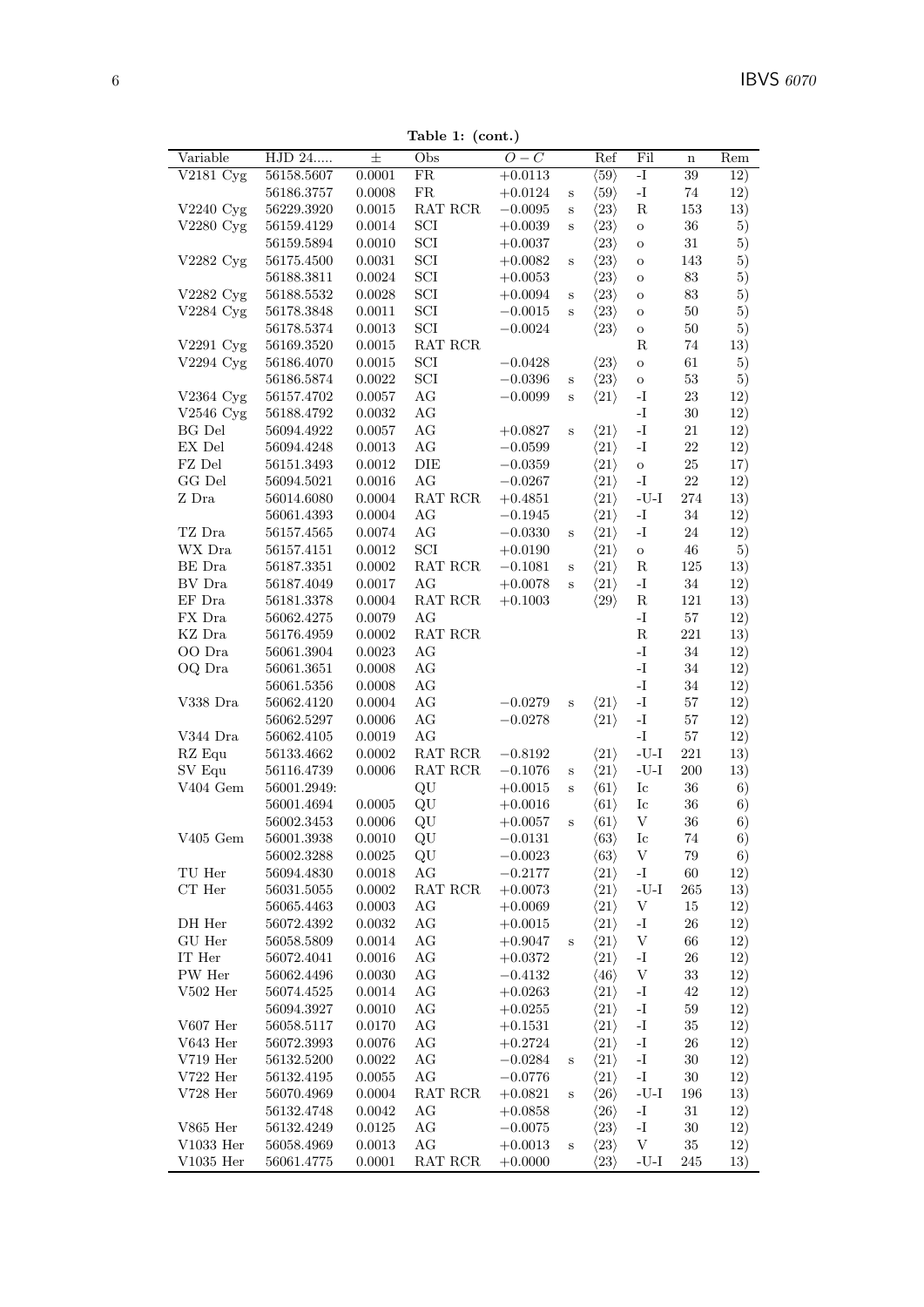**Table 1: (cont.)**

| Variable | HJD 24..... | ± | Obs | $O-C$ | | Ref | Fil | n | Rem |
|---|---|---|---|---|---|---|---|---|---|
| V2181 Cyg | 56158.5607 | 0.0001 | FR | +0.0113 | | ⟨59⟩ | -I | 39 | 12) |
| | 56186.3757 | 0.0008 | FR | +0.0124 | s | ⟨59⟩ | -I | 74 | 12) |
| V2240 Cyg | 56229.3920 | 0.0015 | RAT RCR | −0.0095 | s | ⟨23⟩ | R | 153 | 13) |
| V2280 Cyg | 56159.4129 | 0.0014 | SCI | +0.0039 | s | ⟨23⟩ | o | 36 | 5) |
| | 56159.5894 | 0.0010 | SCI | +0.0037 | | ⟨23⟩ | o | 31 | 5) |
| V2282 Cyg | 56175.4500 | 0.0031 | SCI | +0.0082 | s | ⟨23⟩ | o | 143 | 5) |
| | 56188.3811 | 0.0024 | SCI | +0.0053 | | ⟨23⟩ | o | 83 | 5) |
| V2282 Cyg | 56188.5532 | 0.0028 | SCI | +0.0094 | s | ⟨23⟩ | o | 83 | 5) |
| V2284 Cyg | 56178.3848 | 0.0011 | SCI | −0.0015 | s | ⟨23⟩ | o | 50 | 5) |
| | 56178.5374 | 0.0013 | SCI | −0.0024 | | ⟨23⟩ | o | 50 | 5) |
| V2291 Cyg | 56169.3520 | 0.0015 | RAT RCR | | | | R | 74 | 13) |
| V2294 Cyg | 56186.4070 | 0.0015 | SCI | −0.0428 | | ⟨23⟩ | o | 61 | 5) |
| | 56186.5874 | 0.0022 | SCI | −0.0396 | s | ⟨23⟩ | o | 53 | 5) |
| V2364 Cyg | 56157.4702 | 0.0057 | AG | −0.0099 | s | ⟨21⟩ | -I | 23 | 12) |
| V2546 Cyg | 56188.4792 | 0.0032 | AG | | | | -I | 30 | 12) |
| BG Del | 56094.4922 | 0.0057 | AG | +0.0827 | s | ⟨21⟩ | -I | 21 | 12) |
| EX Del | 56094.4248 | 0.0013 | AG | −0.0599 | | ⟨21⟩ | -I | 22 | 12) |
| FZ Del | 56151.3493 | 0.0012 | DIE | −0.0359 | | ⟨21⟩ | o | 25 | 17) |
| GG Del | 56094.5021 | 0.0016 | AG | −0.0267 | | ⟨21⟩ | -I | 22 | 12) |
| Z Dra | 56014.6080 | 0.0004 | RAT RCR | +0.4851 | | ⟨21⟩ | -U-I | 274 | 13) |
| | 56061.4393 | 0.0004 | AG | −0.1945 | | ⟨21⟩ | -I | 34 | 12) |
| TZ Dra | 56157.4565 | 0.0074 | AG | −0.0330 | s | ⟨21⟩ | -I | 24 | 12) |
| WX Dra | 56157.4151 | 0.0012 | SCI | +0.0190 | | ⟨21⟩ | o | 46 | 5) |
| BE Dra | 56187.3351 | 0.0002 | RAT RCR | −0.1081 | s | ⟨21⟩ | R | 125 | 13) |
| BV Dra | 56187.4049 | 0.0017 | AG | +0.0078 | s | ⟨21⟩ | -I | 34 | 12) |
| EF Dra | 56181.3378 | 0.0004 | RAT RCR | +0.1003 | | ⟨29⟩ | R | 121 | 13) |
| FX Dra | 56062.4275 | 0.0079 | AG | | | | -I | 57 | 12) |
| KZ Dra | 56176.4959 | 0.0002 | RAT RCR | | | | R | 221 | 13) |
| OO Dra | 56061.3904 | 0.0023 | AG | | | | -I | 34 | 12) |
| OQ Dra | 56061.3651 | 0.0008 | AG | | | | -I | 34 | 12) |
| | 56061.5356 | 0.0008 | AG | | | | -I | 34 | 12) |
| V338 Dra | 56062.4120 | 0.0004 | AG | −0.0279 | s | ⟨21⟩ | -I | 57 | 12) |
| | 56062.5297 | 0.0006 | AG | −0.0278 | | ⟨21⟩ | -I | 57 | 12) |
| V344 Dra | 56062.4105 | 0.0019 | AG | | | | -I | 57 | 12) |
| RZ Equ | 56133.4662 | 0.0002 | RAT RCR | −0.8192 | | ⟨21⟩ | -U-I | 221 | 13) |
| SV Equ | 56116.4739 | 0.0006 | RAT RCR | −0.1076 | s | ⟨21⟩ | -U-I | 200 | 13) |
| V404 Gem | 56001.2949: | | QU | +0.0015 | s | ⟨61⟩ | Ic | 36 | 6) |
| | 56001.4694 | 0.0005 | QU | +0.0016 | | ⟨61⟩ | Ic | 36 | 6) |
| | 56002.3453 | 0.0006 | QU | +0.0057 | s | ⟨61⟩ | V | 36 | 6) |
| V405 Gem | 56001.3938 | 0.0010 | QU | −0.0131 | | ⟨63⟩ | Ic | 74 | 6) |
| | 56002.3288 | 0.0025 | QU | −0.0023 | | ⟨63⟩ | V | 79 | 6) |
| TU Her | 56094.4830 | 0.0018 | AG | −0.2177 | | ⟨21⟩ | -I | 60 | 12) |
| CT Her | 56031.5055 | 0.0002 | RAT RCR | +0.0073 | | ⟨21⟩ | -U-I | 265 | 13) |
| | 56065.4463 | 0.0003 | AG | +0.0069 | | ⟨21⟩ | V | 15 | 12) |
| DH Her | 56072.4392 | 0.0032 | AG | +0.0015 | | ⟨21⟩ | -I | 26 | 12) |
| GU Her | 56058.5809 | 0.0014 | AG | +0.9047 | s | ⟨21⟩ | V | 66 | 12) |
| IT Her | 56072.4041 | 0.0016 | AG | +0.0372 | | ⟨21⟩ | -I | 26 | 12) |
| PW Her | 56062.4496 | 0.0030 | AG | −0.4132 | | ⟨46⟩ | V | 33 | 12) |
| V502 Her | 56074.4525 | 0.0014 | AG | +0.0263 | | ⟨21⟩ | -I | 42 | 12) |
| | 56094.3927 | 0.0010 | AG | +0.0255 | | ⟨21⟩ | -I | 59 | 12) |
| V607 Her | 56058.5117 | 0.0170 | AG | +0.1531 | | ⟨21⟩ | -I | 35 | 12) |
| V643 Her | 56072.3993 | 0.0076 | AG | +0.2724 | | ⟨21⟩ | -I | 26 | 12) |
| V719 Her | 56132.5200 | 0.0022 | AG | −0.0284 | s | ⟨21⟩ | -I | 30 | 12) |
| V722 Her | 56132.4195 | 0.0055 | AG | −0.0776 | | ⟨21⟩ | -I | 30 | 12) |
| V728 Her | 56070.4969 | 0.0004 | RAT RCR | +0.0821 | s | ⟨26⟩ | -U-I | 196 | 13) |
| | 56132.4748 | 0.0042 | AG | +0.0858 | | ⟨26⟩ | -I | 31 | 12) |
| V865 Her | 56132.4249 | 0.0125 | AG | −0.0075 | | ⟨23⟩ | -I | 30 | 12) |
| V1033 Her | 56058.4969 | 0.0013 | AG | +0.0013 | s | ⟨23⟩ | V | 35 | 12) |
| V1035 Her | 56061.4775 | 0.0001 | RAT RCR | +0.0000 | | ⟨23⟩ | -U-I | 245 | 13) |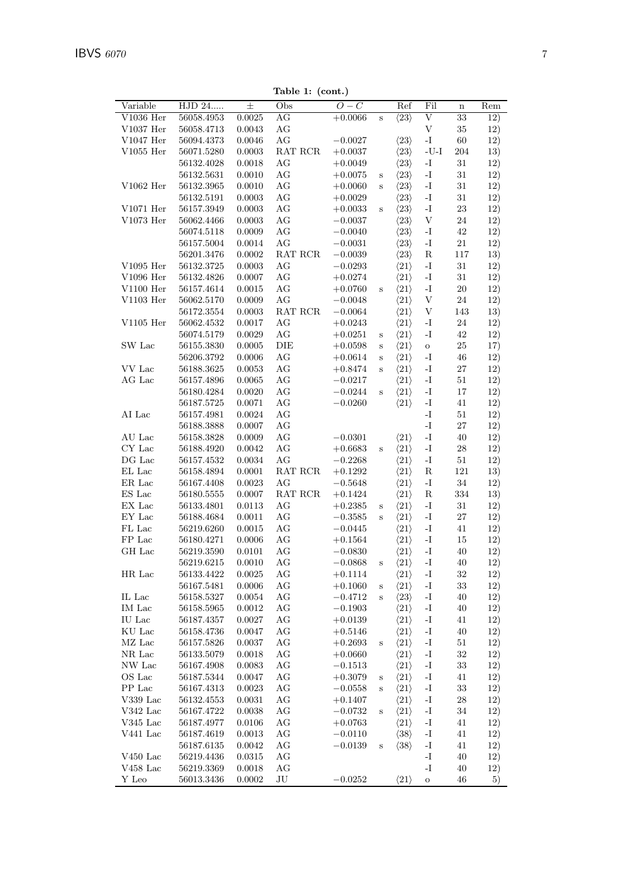**Table 1: (cont.)**

| Variable | HJD 24..... | ± | Obs | $O-C$ | | Ref | Fil | n | Rem |
|---|---|---|---|---|---|---|---|---|---|
| V1036 Her | 56058.4953 | 0.0025 | AG | +0.0066 | s | ⟨23⟩ | V | 33 | 12) |
| V1037 Her | 56058.4713 | 0.0043 | AG | | | | V | 35 | 12) |
| V1047 Her | 56094.4373 | 0.0046 | AG | −0.0027 | | ⟨23⟩ | -I | 60 | 12) |
| V1055 Her | 56071.5280 | 0.0003 | RAT RCR | +0.0037 | | ⟨23⟩ | -U-I | 204 | 13) |
| | 56132.4028 | 0.0018 | AG | +0.0049 | | ⟨23⟩ | -I | 31 | 12) |
| | 56132.5631 | 0.0010 | AG | +0.0075 | s | ⟨23⟩ | -I | 31 | 12) |
| V1062 Her | 56132.3965 | 0.0010 | AG | +0.0060 | s | ⟨23⟩ | -I | 31 | 12) |
| | 56132.5191 | 0.0003 | AG | +0.0029 | | ⟨23⟩ | -I | 31 | 12) |
| V1071 Her | 56157.3949 | 0.0003 | AG | +0.0033 | s | ⟨23⟩ | -I | 23 | 12) |
| V1073 Her | 56062.4466 | 0.0003 | AG | −0.0037 | | ⟨23⟩ | V | 24 | 12) |
| | 56074.5118 | 0.0009 | AG | −0.0040 | | ⟨23⟩ | -I | 42 | 12) |
| | 56157.5004 | 0.0014 | AG | −0.0031 | | ⟨23⟩ | -I | 21 | 12) |
| | 56201.3476 | 0.0002 | RAT RCR | −0.0039 | | ⟨23⟩ | R | 117 | 13) |
| V1095 Her | 56132.3725 | 0.0003 | AG | −0.0293 | | ⟨21⟩ | -I | 31 | 12) |
| V1096 Her | 56132.4826 | 0.0007 | AG | +0.0274 | | ⟨21⟩ | -I | 31 | 12) |
| V1100 Her | 56157.4614 | 0.0015 | AG | +0.0760 | s | ⟨21⟩ | -I | 20 | 12) |
| V1103 Her | 56062.5170 | 0.0009 | AG | −0.0048 | | ⟨21⟩ | V | 24 | 12) |
| | 56172.3554 | 0.0003 | RAT RCR | −0.0064 | | ⟨21⟩ | V | 143 | 13) |
| V1105 Her | 56062.4532 | 0.0017 | AG | +0.0243 | | ⟨21⟩ | -I | 24 | 12) |
| | 56074.5179 | 0.0029 | AG | +0.0251 | s | ⟨21⟩ | -I | 42 | 12) |
| SW Lac | 56155.3830 | 0.0005 | DIE | +0.0598 | s | ⟨21⟩ | o | 25 | 17) |
| | 56206.3792 | 0.0006 | AG | +0.0614 | s | ⟨21⟩ | -I | 46 | 12) |
| VV Lac | 56188.3625 | 0.0053 | AG | +0.8474 | s | ⟨21⟩ | -I | 27 | 12) |
| AG Lac | 56157.4896 | 0.0065 | AG | −0.0217 | | ⟨21⟩ | -I | 51 | 12) |
| | 56180.4284 | 0.0020 | AG | −0.0244 | s | ⟨21⟩ | -I | 17 | 12) |
| | 56187.5725 | 0.0071 | AG | −0.0260 | | ⟨21⟩ | -I | 41 | 12) |
| AI Lac | 56157.4981 | 0.0024 | AG | | | | -I | 51 | 12) |
| | 56188.3888 | 0.0007 | AG | | | | -I | 27 | 12) |
| AU Lac | 56158.3828 | 0.0009 | AG | −0.0301 | | ⟨21⟩ | -I | 40 | 12) |
| CY Lac | 56188.4920 | 0.0042 | AG | +0.6683 | s | ⟨21⟩ | -I | 28 | 12) |
| DG Lac | 56157.4532 | 0.0034 | AG | −0.2268 | | ⟨21⟩ | -I | 51 | 12) |
| EL Lac | 56158.4894 | 0.0001 | RAT RCR | +0.1292 | | ⟨21⟩ | R | 121 | 13) |
| ER Lac | 56167.4408 | 0.0023 | AG | −0.5648 | | ⟨21⟩ | -I | 34 | 12) |
| ES Lac | 56180.5555 | 0.0007 | RAT RCR | +0.1424 | | ⟨21⟩ | R | 334 | 13) |
| EX Lac | 56133.4801 | 0.0113 | AG | +0.2385 | s | ⟨21⟩ | -I | 31 | 12) |
| EY Lac | 56188.4684 | 0.0011 | AG | −0.3585 | s | ⟨21⟩ | -I | 27 | 12) |
| FL Lac | 56219.6260 | 0.0015 | AG | −0.0445 | | ⟨21⟩ | -I | 41 | 12) |
| FP Lac | 56180.4271 | 0.0006 | AG | +0.1564 | | ⟨21⟩ | -I | 15 | 12) |
| GH Lac | 56219.3590 | 0.0101 | AG | −0.0830 | | ⟨21⟩ | -I | 40 | 12) |
| | 56219.6215 | 0.0010 | AG | −0.0868 | s | ⟨21⟩ | -I | 40 | 12) |
| HR Lac | 56133.4422 | 0.0025 | AG | +0.1114 | | ⟨21⟩ | -I | 32 | 12) |
| | 56167.5481 | 0.0006 | AG | +0.1060 | s | ⟨21⟩ | -I | 33 | 12) |
| IL Lac | 56158.5327 | 0.0054 | AG | −0.4712 | s | ⟨23⟩ | -I | 40 | 12) |
| IM Lac | 56158.5965 | 0.0012 | AG | −0.1903 | | ⟨21⟩ | -I | 40 | 12) |
| IU Lac | 56187.4357 | 0.0027 | AG | +0.0139 | | ⟨21⟩ | -I | 41 | 12) |
| KU Lac | 56158.4736 | 0.0047 | AG | +0.5146 | | ⟨21⟩ | -I | 40 | 12) |
| MZ Lac | 56157.5826 | 0.0037 | AG | +0.2693 | s | ⟨21⟩ | -I | 51 | 12) |
| NR Lac | 56133.5079 | 0.0018 | AG | +0.0660 | | ⟨21⟩ | -I | 32 | 12) |
| NW Lac | 56167.4908 | 0.0083 | AG | −0.1513 | | ⟨21⟩ | -I | 33 | 12) |
| OS Lac | 56187.5344 | 0.0047 | AG | +0.3079 | s | ⟨21⟩ | -I | 41 | 12) |
| PP Lac | 56167.4313 | 0.0023 | AG | −0.0558 | s | ⟨21⟩ | -I | 33 | 12) |
| V339 Lac | 56132.4553 | 0.0031 | AG | +0.1407 | | ⟨21⟩ | -I | 28 | 12) |
| V342 Lac | 56167.4722 | 0.0038 | AG | −0.0732 | s | ⟨21⟩ | -I | 34 | 12) |
| V345 Lac | 56187.4977 | 0.0106 | AG | +0.0763 | | ⟨21⟩ | -I | 41 | 12) |
| V441 Lac | 56187.4619 | 0.0013 | AG | −0.0110 | | ⟨38⟩ | -I | 41 | 12) |
| | 56187.6135 | 0.0042 | AG | −0.0139 | s | ⟨38⟩ | -I | 41 | 12) |
| V450 Lac | 56219.4436 | 0.0315 | AG | | | | -I | 40 | 12) |
| V458 Lac | 56219.3369 | 0.0018 | AG | | | | -I | 40 | 12) |
| Y Leo | 56013.3436 | 0.0002 | JU | −0.0252 | | ⟨21⟩ | o | 46 | 5) |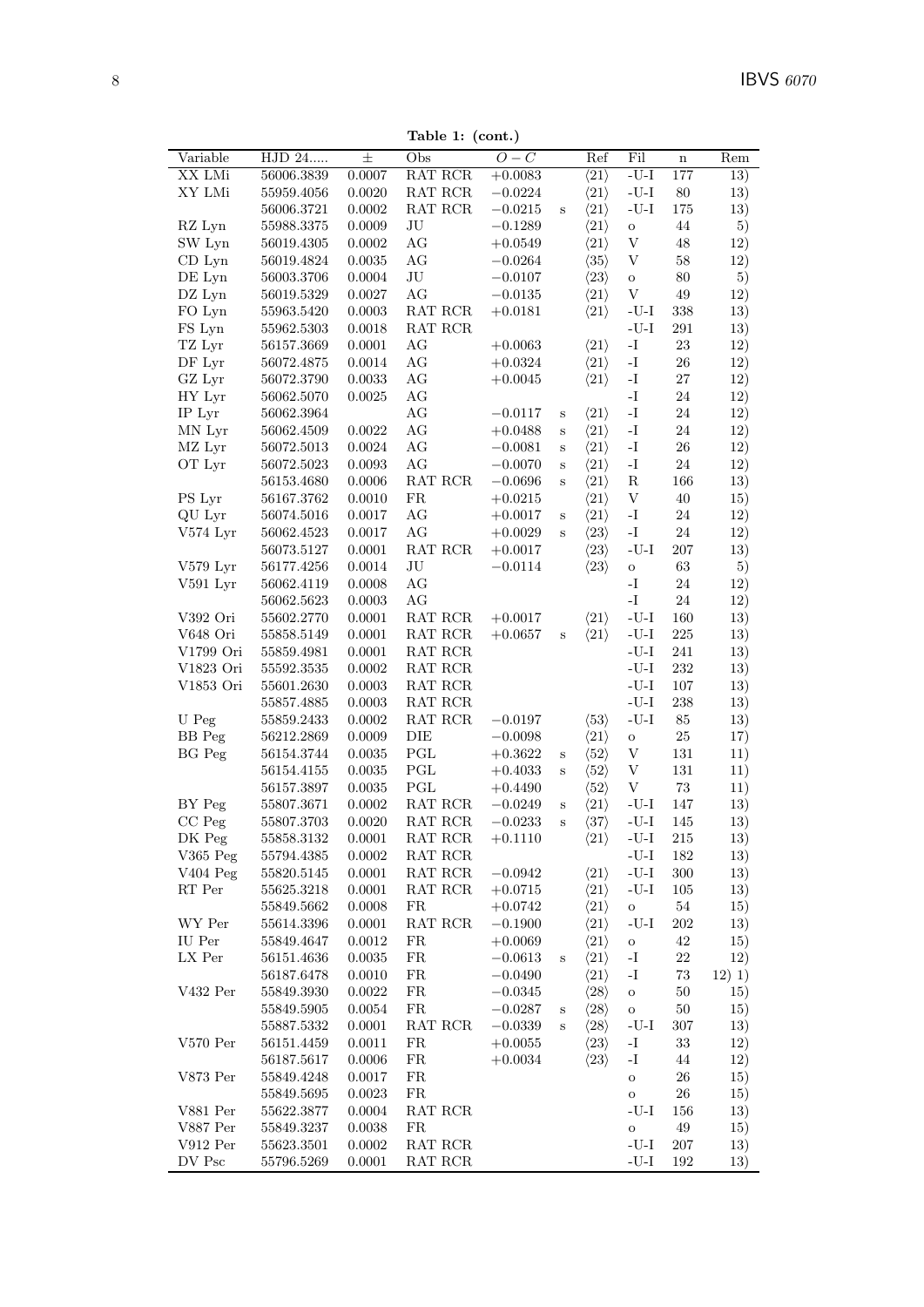**Table 1: (cont.)**

| Variable | HJD 24..... | ± | Obs | $O-C$ | | Ref | Fil | n | Rem |
|---|---|---|---|---|---|---|---|---|---|
| XX LMi | 56006.3839 | 0.0007 | RAT RCR | +0.0083 | | ⟨21⟩ | -U-I | 177 | 13) |
| XY LMi | 55959.4056 | 0.0020 | RAT RCR | −0.0224 | | ⟨21⟩ | -U-I | 80 | 13) |
| | 56006.3721 | 0.0002 | RAT RCR | −0.0215 | s | ⟨21⟩ | -U-I | 175 | 13) |
| RZ Lyn | 55988.3375 | 0.0009 | JU | −0.1289 | | ⟨21⟩ | o | 44 | 5) |
| SW Lyn | 56019.4305 | 0.0002 | AG | +0.0549 | | ⟨21⟩ | V | 48 | 12) |
| CD Lyn | 56019.4824 | 0.0035 | AG | −0.0264 | | ⟨35⟩ | V | 58 | 12) |
| DE Lyn | 56003.3706 | 0.0004 | JU | −0.0107 | | ⟨23⟩ | o | 80 | 5) |
| DZ Lyn | 56019.5329 | 0.0027 | AG | −0.0135 | | ⟨21⟩ | V | 49 | 12) |
| FO Lyn | 55963.5420 | 0.0003 | RAT RCR | +0.0181 | | ⟨21⟩ | -U-I | 338 | 13) |
| FS Lyn | 55962.5303 | 0.0018 | RAT RCR | | | | -U-I | 291 | 13) |
| TZ Lyr | 56157.3669 | 0.0001 | AG | +0.0063 | | ⟨21⟩ | -I | 23 | 12) |
| DF Lyr | 56072.4875 | 0.0014 | AG | +0.0324 | | ⟨21⟩ | -I | 26 | 12) |
| GZ Lyr | 56072.3790 | 0.0033 | AG | +0.0045 | | ⟨21⟩ | -I | 27 | 12) |
| HY Lyr | 56062.5070 | 0.0025 | AG | | | | -I | 24 | 12) |
| IP Lyr | 56062.3964 | | AG | −0.0117 | s | ⟨21⟩ | -I | 24 | 12) |
| MN Lyr | 56062.4509 | 0.0022 | AG | +0.0488 | s | ⟨21⟩ | -I | 24 | 12) |
| MZ Lyr | 56072.5013 | 0.0024 | AG | −0.0081 | s | ⟨21⟩ | -I | 26 | 12) |
| OT Lyr | 56072.5023 | 0.0093 | AG | −0.0070 | s | ⟨21⟩ | -I | 24 | 12) |
| | 56153.4680 | 0.0006 | RAT RCR | −0.0696 | s | ⟨21⟩ | R | 166 | 13) |
| PS Lyr | 56167.3762 | 0.0010 | FR | +0.0215 | | ⟨21⟩ | V | 40 | 15) |
| QU Lyr | 56074.5016 | 0.0017 | AG | +0.0017 | s | ⟨21⟩ | -I | 24 | 12) |
| V574 Lyr | 56062.4523 | 0.0017 | AG | +0.0029 | s | ⟨23⟩ | -I | 24 | 12) |
| | 56073.5127 | 0.0001 | RAT RCR | +0.0017 | | ⟨23⟩ | -U-I | 207 | 13) |
| V579 Lyr | 56177.4256 | 0.0014 | JU | −0.0114 | | ⟨23⟩ | o | 63 | 5) |
| V591 Lyr | 56062.4119 | 0.0008 | AG | | | | -I | 24 | 12) |
| | 56062.5623 | 0.0003 | AG | | | | -I | 24 | 12) |
| V392 Ori | 55602.2770 | 0.0001 | RAT RCR | +0.0017 | | ⟨21⟩ | -U-I | 160 | 13) |
| V648 Ori | 55858.5149 | 0.0001 | RAT RCR | +0.0657 | s | ⟨21⟩ | -U-I | 225 | 13) |
| V1799 Ori | 55859.4981 | 0.0001 | RAT RCR | | | | -U-I | 241 | 13) |
| V1823 Ori | 55592.3535 | 0.0002 | RAT RCR | | | | -U-I | 232 | 13) |
| V1853 Ori | 55601.2630 | 0.0003 | RAT RCR | | | | -U-I | 107 | 13) |
| | 55857.4885 | 0.0003 | RAT RCR | | | | -U-I | 238 | 13) |
| U Peg | 55859.2433 | 0.0002 | RAT RCR | −0.0197 | | ⟨53⟩ | -U-I | 85 | 13) |
| BB Peg | 56212.2869 | 0.0009 | DIE | −0.0098 | | ⟨21⟩ | o | 25 | 17) |
| BG Peg | 56154.3744 | 0.0035 | PGL | +0.3622 | s | ⟨52⟩ | V | 131 | 11) |
| | 56154.4155 | 0.0035 | PGL | +0.4033 | s | ⟨52⟩ | V | 131 | 11) |
| | 56157.3897 | 0.0035 | PGL | +0.4490 | | ⟨52⟩ | V | 73 | 11) |
| BY Peg | 55807.3671 | 0.0002 | RAT RCR | −0.0249 | s | ⟨21⟩ | -U-I | 147 | 13) |
| CC Peg | 55807.3703 | 0.0020 | RAT RCR | −0.0233 | s | ⟨37⟩ | -U-I | 145 | 13) |
| DK Peg | 55858.3132 | 0.0001 | RAT RCR | +0.1110 | | ⟨21⟩ | -U-I | 215 | 13) |
| V365 Peg | 55794.4385 | 0.0002 | RAT RCR | | | | -U-I | 182 | 13) |
| V404 Peg | 55820.5145 | 0.0001 | RAT RCR | −0.0942 | | ⟨21⟩ | -U-I | 300 | 13) |
| RT Per | 55625.3218 | 0.0001 | RAT RCR | +0.0715 | | ⟨21⟩ | -U-I | 105 | 13) |
| | 55849.5662 | 0.0008 | FR | +0.0742 | | ⟨21⟩ | o | 54 | 15) |
| WY Per | 55614.3396 | 0.0001 | RAT RCR | −0.1900 | | ⟨21⟩ | -U-I | 202 | 13) |
| IU Per | 55849.4647 | 0.0012 | FR | +0.0069 | | ⟨21⟩ | o | 42 | 15) |
| LX Per | 56151.4636 | 0.0035 | FR | −0.0613 | s | ⟨21⟩ | -I | 22 | 12) |
| | 56187.6478 | 0.0010 | FR | −0.0490 | | ⟨21⟩ | -I | 73 | 12) 1) |
| V432 Per | 55849.3930 | 0.0022 | FR | −0.0345 | | ⟨28⟩ | o | 50 | 15) |
| | 55849.5905 | 0.0054 | FR | −0.0287 | s | ⟨28⟩ | o | 50 | 15) |
| | 55887.5332 | 0.0001 | RAT RCR | −0.0339 | s | ⟨28⟩ | -U-I | 307 | 13) |
| V570 Per | 56151.4459 | 0.0011 | FR | +0.0055 | | ⟨23⟩ | -I | 33 | 12) |
| | 56187.5617 | 0.0006 | FR | +0.0034 | | ⟨23⟩ | -I | 44 | 12) |
| V873 Per | 55849.4248 | 0.0017 | FR | | | | o | 26 | 15) |
| | 55849.5695 | 0.0023 | FR | | | | o | 26 | 15) |
| V881 Per | 55622.3877 | 0.0004 | RAT RCR | | | | -U-I | 156 | 13) |
| V887 Per | 55849.3237 | 0.0038 | FR | | | | o | 49 | 15) |
| V912 Per | 55623.3501 | 0.0002 | RAT RCR | | | | -U-I | 207 | 13) |
| DV Psc | 55796.5269 | 0.0001 | RAT RCR | | | | -U-I | 192 | 13) |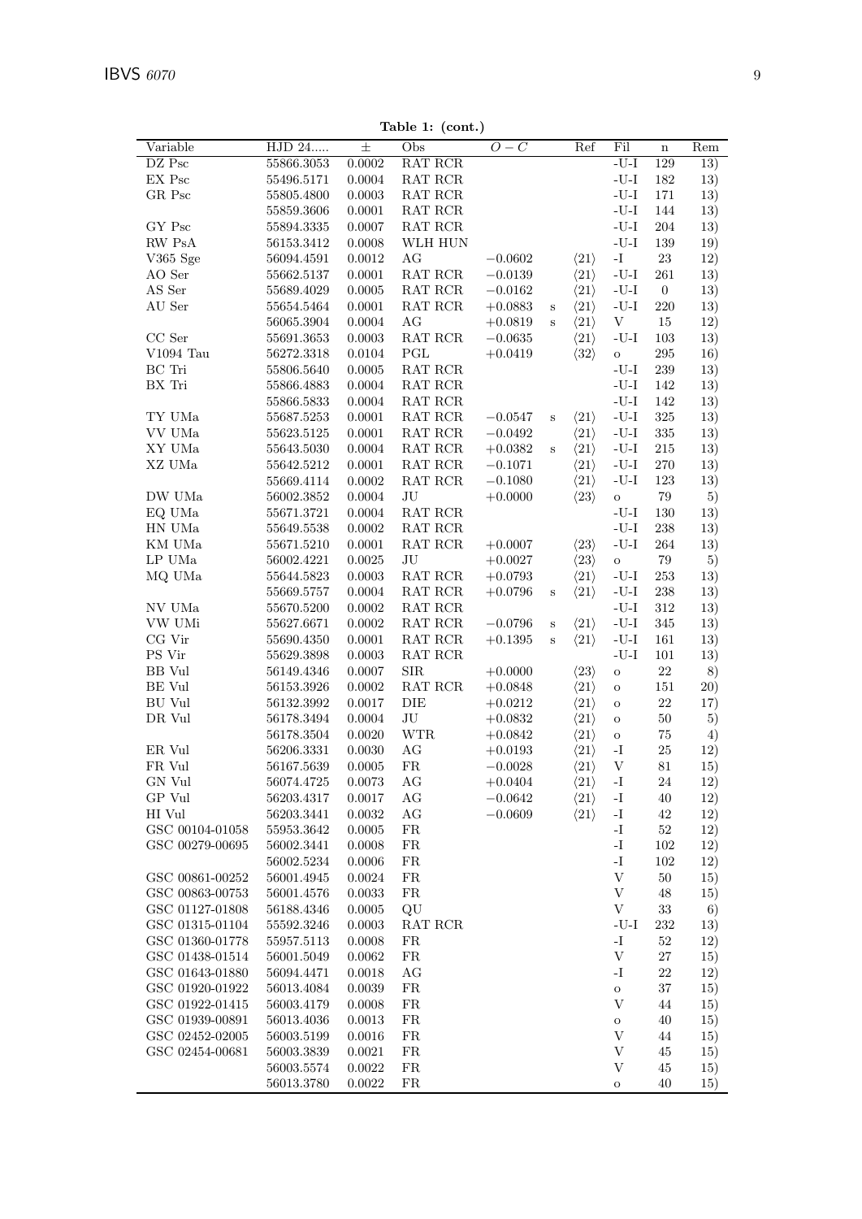**Table 1: (cont.)**

| Variable | HJD 24..... | ± | Obs | $O-C$ | | Ref | Fil | n | Rem |
|---|---|---|---|---|---|---|---|---|---|
| DZ Psc | 55866.3053 | 0.0002 | RAT RCR | | | | -U-I | 129 | 13) |
| EX Psc | 55496.5171 | 0.0004 | RAT RCR | | | | -U-I | 182 | 13) |
| GR Psc | 55805.4800 | 0.0003 | RAT RCR | | | | -U-I | 171 | 13) |
| | 55859.3606 | 0.0001 | RAT RCR | | | | -U-I | 144 | 13) |
| GY Psc | 55894.3335 | 0.0007 | RAT RCR | | | | -U-I | 204 | 13) |
| RW PsA | 56153.3412 | 0.0008 | WLH HUN | | | | -U-I | 139 | 19) |
| V365 Sge | 56094.4591 | 0.0012 | AG | $-0.0602$ | | ⟨21⟩ | -I | 23 | 12) |
| AO Ser | 55662.5137 | 0.0001 | RAT RCR | $-0.0139$ | | ⟨21⟩ | -U-I | 261 | 13) |
| AS Ser | 55689.4029 | 0.0005 | RAT RCR | $-0.0162$ | | ⟨21⟩ | -U-I | 0 | 13) |
| AU Ser | 55654.5464 | 0.0001 | RAT RCR | $+0.0883$ | s | ⟨21⟩ | -U-I | 220 | 13) |
| | 56065.3904 | 0.0004 | AG | $+0.0819$ | s | ⟨21⟩ | V | 15 | 12) |
| CC Ser | 55691.3653 | 0.0003 | RAT RCR | $-0.0635$ | | ⟨21⟩ | -U-I | 103 | 13) |
| V1094 Tau | 56272.3318 | 0.0104 | PGL | $+0.0419$ | | ⟨32⟩ | o | 295 | 16) |
| BC Tri | 55806.5640 | 0.0005 | RAT RCR | | | | -U-I | 239 | 13) |
| BX Tri | 55866.4883 | 0.0004 | RAT RCR | | | | -U-I | 142 | 13) |
| | 55866.5833 | 0.0004 | RAT RCR | | | | -U-I | 142 | 13) |
| TY UMa | 55687.5253 | 0.0001 | RAT RCR | $-0.0547$ | s | ⟨21⟩ | -U-I | 325 | 13) |
| VV UMa | 55623.5125 | 0.0001 | RAT RCR | $-0.0492$ | | ⟨21⟩ | -U-I | 335 | 13) |
| XY UMa | 55643.5030 | 0.0004 | RAT RCR | $+0.0382$ | s | ⟨21⟩ | -U-I | 215 | 13) |
| XZ UMa | 55642.5212 | 0.0001 | RAT RCR | $-0.1071$ | | ⟨21⟩ | -U-I | 270 | 13) |
| | 55669.4114 | 0.0002 | RAT RCR | $-0.1080$ | | ⟨21⟩ | -U-I | 123 | 13) |
| DW UMa | 56002.3852 | 0.0004 | JU | $+0.0000$ | | ⟨23⟩ | o | 79 | 5) |
| EQ UMa | 55671.3721 | 0.0004 | RAT RCR | | | | -U-I | 130 | 13) |
| HN UMa | 55649.5538 | 0.0002 | RAT RCR | | | | -U-I | 238 | 13) |
| KM UMa | 55671.5210 | 0.0001 | RAT RCR | $+0.0007$ | | ⟨23⟩ | -U-I | 264 | 13) |
| LP UMa | 56002.4221 | 0.0025 | JU | $+0.0027$ | | ⟨23⟩ | o | 79 | 5) |
| MQ UMa | 55644.5823 | 0.0003 | RAT RCR | $+0.0793$ | | ⟨21⟩ | -U-I | 253 | 13) |
| | 55669.5757 | 0.0004 | RAT RCR | $+0.0796$ | s | ⟨21⟩ | -U-I | 238 | 13) |
| NV UMa | 55670.5200 | 0.0002 | RAT RCR | | | | -U-I | 312 | 13) |
| VW UMi | 55627.6671 | 0.0002 | RAT RCR | $-0.0796$ | s | ⟨21⟩ | -U-I | 345 | 13) |
| CG Vir | 55690.4350 | 0.0001 | RAT RCR | $+0.1395$ | s | ⟨21⟩ | -U-I | 161 | 13) |
| PS Vir | 55629.3898 | 0.0003 | RAT RCR | | | | -U-I | 101 | 13) |
| BB Vul | 56149.4346 | 0.0007 | SIR | $+0.0000$ | | ⟨23⟩ | o | 22 | 8) |
| BE Vul | 56153.3926 | 0.0002 | RAT RCR | $+0.0848$ | | ⟨21⟩ | o | 151 | 20) |
| BU Vul | 56132.3992 | 0.0017 | DIE | $+0.0212$ | | ⟨21⟩ | o | 22 | 17) |
| DR Vul | 56178.3494 | 0.0004 | JU | $+0.0832$ | | ⟨21⟩ | o | 50 | 5) |
| | 56178.3504 | 0.0020 | WTR | $+0.0842$ | | ⟨21⟩ | o | 75 | 4) |
| ER Vul | 56206.3331 | 0.0030 | AG | $+0.0193$ | | ⟨21⟩ | -I | 25 | 12) |
| FR Vul | 56167.5639 | 0.0005 | FR | $-0.0028$ | | ⟨21⟩ | V | 81 | 15) |
| GN Vul | 56074.4725 | 0.0073 | AG | $+0.0404$ | | ⟨21⟩ | -I | 24 | 12) |
| GP Vul | 56203.4317 | 0.0017 | AG | $-0.0642$ | | ⟨21⟩ | -I | 40 | 12) |
| HI Vul | 56203.3441 | 0.0032 | AG | $-0.0609$ | | ⟨21⟩ | -I | 42 | 12) |
| GSC 00104-01058 | 55953.3642 | 0.0005 | FR | | | | -I | 52 | 12) |
| GSC 00279-00695 | 56002.3441 | 0.0008 | FR | | | | -I | 102 | 12) |
| | 56002.5234 | 0.0006 | FR | | | | -I | 102 | 12) |
| GSC 00861-00252 | 56001.4945 | 0.0024 | FR | | | | V | 50 | 15) |
| GSC 00863-00753 | 56001.4576 | 0.0033 | FR | | | | V | 48 | 15) |
| GSC 01127-01808 | 56188.4346 | 0.0005 | QU | | | | V | 33 | 6) |
| GSC 01315-01104 | 55592.3246 | 0.0003 | RAT RCR | | | | -U-I | 232 | 13) |
| GSC 01360-01778 | 55957.5113 | 0.0008 | FR | | | | -I | 52 | 12) |
| GSC 01438-01514 | 56001.5049 | 0.0062 | FR | | | | V | 27 | 15) |
| GSC 01643-01880 | 56094.4471 | 0.0018 | AG | | | | -I | 22 | 12) |
| GSC 01920-01922 | 56013.4084 | 0.0039 | FR | | | | o | 37 | 15) |
| GSC 01922-01415 | 56003.4179 | 0.0008 | FR | | | | V | 44 | 15) |
| GSC 01939-00891 | 56013.4036 | 0.0013 | FR | | | | o | 40 | 15) |
| GSC 02452-02005 | 56003.5199 | 0.0016 | FR | | | | V | 44 | 15) |
| GSC 02454-00681 | 56003.3839 | 0.0021 | FR | | | | V | 45 | 15) |
| | 56003.5574 | 0.0022 | FR | | | | V | 45 | 15) |
| | 56013.3780 | 0.0022 | FR | | | | o | 40 | 15) |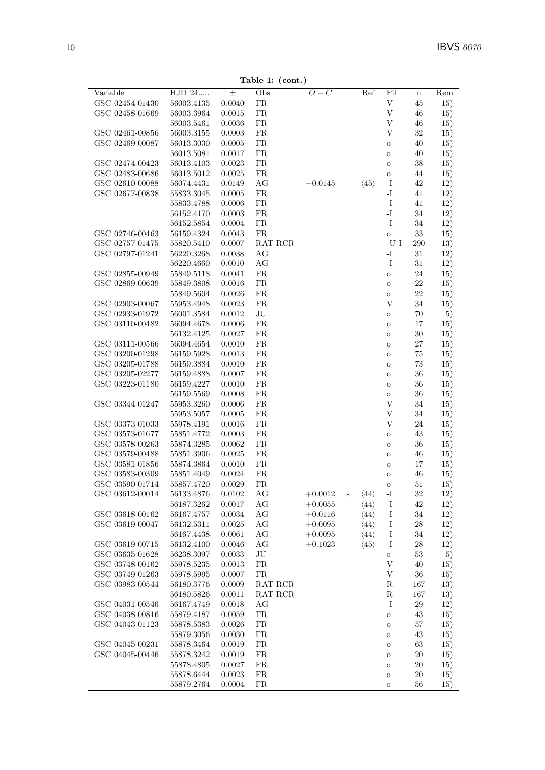**Table 1: (cont.)**

| Variable | HJD 24..... | ± | Obs | $O-C$ | | Ref | Fil | n | Rem |
|---|---|---|---|---|---|---|---|---|---|
| GSC 02454-01430 | 56003.4135 | 0.0040 | FR | | | | V | 45 | 15) |
| GSC 02458-01669 | 56003.3964 | 0.0015 | FR | | | | V | 46 | 15) |
| | 56003.5461 | 0.0036 | FR | | | | V | 46 | 15) |
| GSC 02461-00856 | 56003.3155 | 0.0003 | FR | | | | V | 32 | 15) |
| GSC 02469-00087 | 56013.3030 | 0.0005 | FR | | | | o | 40 | 15) |
| | 56013.5081 | 0.0017 | FR | | | | o | 40 | 15) |
| GSC 02474-00423 | 56013.4103 | 0.0023 | FR | | | | o | 38 | 15) |
| GSC 02483-00686 | 56013.5012 | 0.0025 | FR | | | | o | 44 | 15) |
| GSC 02610-00088 | 56074.4431 | 0.0149 | AG | $-0.0145$ | | ⟨45⟩ | -I | 42 | 12) |
| GSC 02677-00838 | 55833.3045 | 0.0005 | FR | | | | -I | 41 | 12) |
| | 55833.4788 | 0.0006 | FR | | | | -I | 41 | 12) |
| | 56152.4170 | 0.0003 | FR | | | | -I | 34 | 12) |
| | 56152.5854 | 0.0004 | FR | | | | -I | 34 | 12) |
| GSC 02746-00463 | 56159.4324 | 0.0043 | FR | | | | o | 33 | 15) |
| GSC 02757-01475 | 55820.5410 | 0.0007 | RAT RCR | | | | -U-I | 290 | 13) |
| GSC 02797-01241 | 56220.3268 | 0.0038 | AG | | | | -I | 31 | 12) |
| | 56220.4660 | 0.0010 | AG | | | | -I | 31 | 12) |
| GSC 02855-00949 | 55849.5118 | 0.0041 | FR | | | | o | 24 | 15) |
| GSC 02869-00639 | 55849.3808 | 0.0016 | FR | | | | o | 22 | 15) |
| | 55849.5604 | 0.0026 | FR | | | | o | 22 | 15) |
| GSC 02903-00067 | 55953.4948 | 0.0023 | FR | | | | V | 34 | 15) |
| GSC 02933-01972 | 56001.3584 | 0.0012 | JU | | | | o | 70 | 5) |
| GSC 03110-00482 | 56094.4678 | 0.0006 | FR | | | | o | 17 | 15) |
| | 56132.4125 | 0.0027 | FR | | | | o | 30 | 15) |
| GSC 03111-00566 | 56094.4654 | 0.0010 | FR | | | | o | 27 | 15) |
| GSC 03200-01298 | 56159.5928 | 0.0013 | FR | | | | o | 75 | 15) |
| GSC 03205-01788 | 56159.3884 | 0.0010 | FR | | | | o | 73 | 15) |
| GSC 03205-02277 | 56159.4888 | 0.0007 | FR | | | | o | 36 | 15) |
| GSC 03223-01180 | 56159.4227 | 0.0010 | FR | | | | o | 36 | 15) |
| | 56159.5569 | 0.0008 | FR | | | | o | 36 | 15) |
| GSC 03344-01247 | 55953.3260 | 0.0006 | FR | | | | V | 34 | 15) |
| | 55953.5057 | 0.0005 | FR | | | | V | 34 | 15) |
| GSC 03373-01033 | 55978.4191 | 0.0016 | FR | | | | V | 24 | 15) |
| GSC 03573-01677 | 55851.4772 | 0.0003 | FR | | | | o | 43 | 15) |
| GSC 03578-00263 | 55874.3285 | 0.0062 | FR | | | | o | 36 | 15) |
| GSC 03579-00488 | 55851.3906 | 0.0025 | FR | | | | o | 46 | 15) |
| GSC 03581-01856 | 55874.3864 | 0.0010 | FR | | | | o | 17 | 15) |
| GSC 03583-00309 | 55851.4049 | 0.0024 | FR | | | | o | 46 | 15) |
| GSC 03590-01714 | 55857.4720 | 0.0029 | FR | | | | o | 51 | 15) |
| GSC 03612-00014 | 56133.4876 | 0.0102 | AG | $+0.0012$ | s | ⟨44⟩ | -I | 32 | 12) |
| | 56187.3262 | 0.0017 | AG | $+0.0055$ | | ⟨44⟩ | -I | 42 | 12) |
| GSC 03618-00162 | 56167.4757 | 0.0034 | AG | $+0.0116$ | | ⟨44⟩ | -I | 34 | 12) |
| GSC 03619-00047 | 56132.5311 | 0.0025 | AG | $+0.0095$ | | ⟨44⟩ | -I | 28 | 12) |
| | 56167.4438 | 0.0061 | AG | $+0.0095$ | | ⟨44⟩ | -I | 34 | 12) |
| GSC 03619-00715 | 56132.4100 | 0.0046 | AG | $+0.1023$ | | ⟨45⟩ | -I | 28 | 12) |
| GSC 03635-01628 | 56238.3097 | 0.0033 | JU | | | | o | 53 | 5) |
| GSC 03748-00162 | 55978.5235 | 0.0013 | FR | | | | V | 40 | 15) |
| GSC 03749-01263 | 55978.5995 | 0.0007 | FR | | | | V | 36 | 15) |
| GSC 03983-00544 | 56180.3776 | 0.0009 | RAT RCR | | | | R | 167 | 13) |
| | 56180.5826 | 0.0011 | RAT RCR | | | | R | 167 | 13) |
| GSC 04031-00546 | 56167.4749 | 0.0018 | AG | | | | -I | 29 | 12) |
| GSC 04038-00816 | 55879.4187 | 0.0059 | FR | | | | o | 43 | 15) |
| GSC 04043-01123 | 55878.5383 | 0.0026 | FR | | | | o | 57 | 15) |
| | 55879.3056 | 0.0030 | FR | | | | o | 43 | 15) |
| GSC 04045-00231 | 55878.3464 | 0.0019 | FR | | | | o | 63 | 15) |
| GSC 04045-00446 | 55878.3242 | 0.0019 | FR | | | | o | 20 | 15) |
| | 55878.4805 | 0.0027 | FR | | | | o | 20 | 15) |
| | 55878.6444 | 0.0023 | FR | | | | o | 20 | 15) |
| | 55879.2764 | 0.0004 | FR | | | | o | 56 | 15) |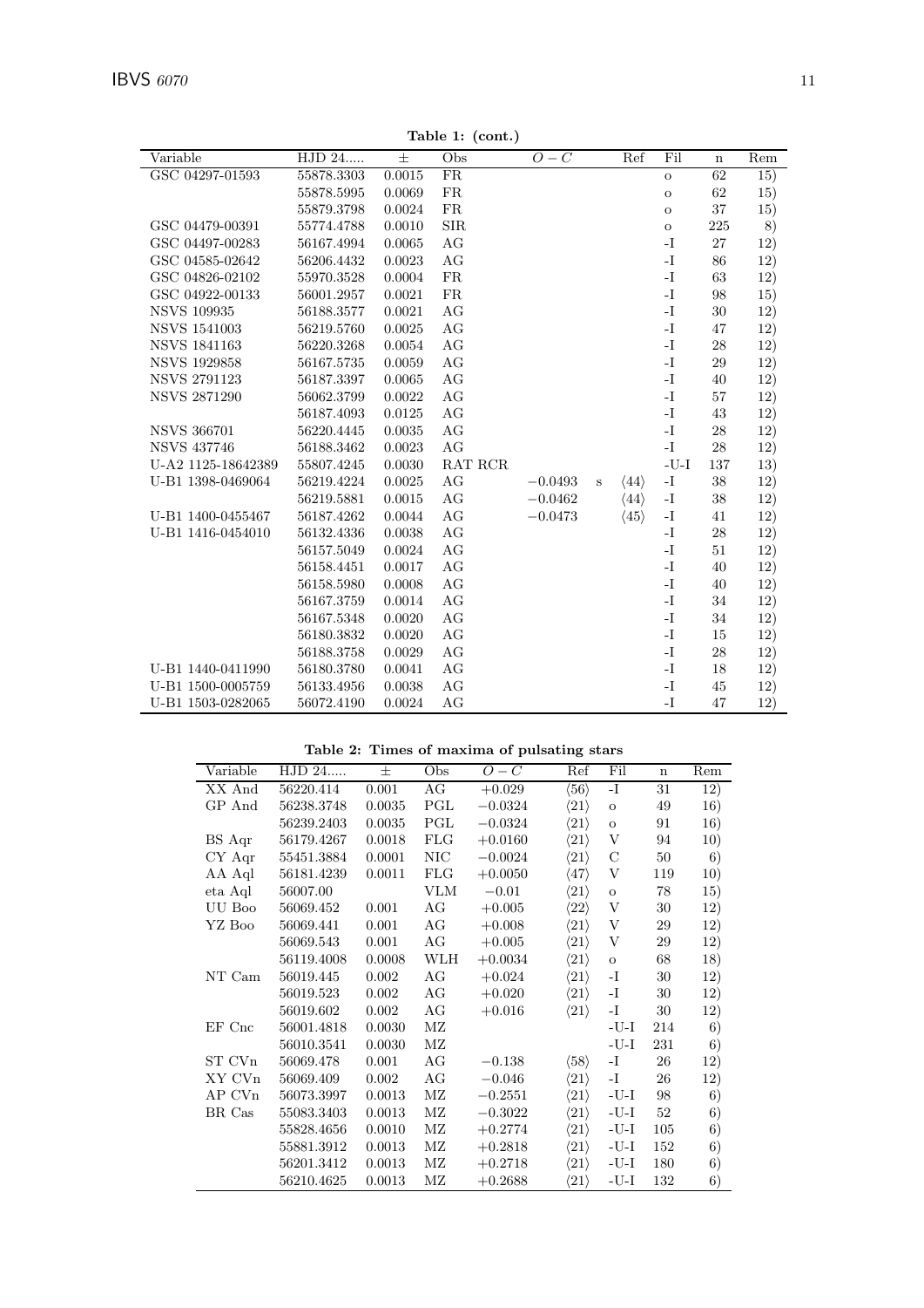**Table 1: (cont.)**

| Variable | HJD 24..... | ± | Obs | $O-C$ | | Ref | Fil | n | Rem |
|---|---|---|---|---|---|---|---|---|---|
| GSC 04297-01593 | 55878.3303 | 0.0015 | FR | | | | o | 62 | 15) |
| | 55878.5995 | 0.0069 | FR | | | | o | 62 | 15) |
| | 55879.3798 | 0.0024 | FR | | | | o | 37 | 15) |
| GSC 04479-00391 | 55774.4788 | 0.0010 | SIR | | | | o | 225 | 8) |
| GSC 04497-00283 | 56167.4994 | 0.0065 | AG | | | | -I | 27 | 12) |
| GSC 04585-02642 | 56206.4432 | 0.0023 | AG | | | | -I | 86 | 12) |
| GSC 04826-02102 | 55970.3528 | 0.0004 | FR | | | | -I | 63 | 12) |
| GSC 04922-00133 | 56001.2957 | 0.0021 | FR | | | | -I | 98 | 15) |
| NSVS 109935 | 56188.3577 | 0.0021 | AG | | | | -I | 30 | 12) |
| NSVS 1541003 | 56219.5760 | 0.0025 | AG | | | | -I | 47 | 12) |
| NSVS 1841163 | 56220.3268 | 0.0054 | AG | | | | -I | 28 | 12) |
| NSVS 1929858 | 56167.5735 | 0.0059 | AG | | | | -I | 29 | 12) |
| NSVS 2791123 | 56187.3397 | 0.0065 | AG | | | | -I | 40 | 12) |
| NSVS 2871290 | 56062.3799 | 0.0022 | AG | | | | -I | 57 | 12) |
| | 56187.4093 | 0.0125 | AG | | | | -I | 43 | 12) |
| NSVS 366701 | 56220.4445 | 0.0035 | AG | | | | -I | 28 | 12) |
| NSVS 437746 | 56188.3462 | 0.0023 | AG | | | | -I | 28 | 12) |
| U-A2 1125-18642389 | 55807.4245 | 0.0030 | RAT RCR | | | | -U-I | 137 | 13) |
| U-B1 1398-0469064 | 56219.4224 | 0.0025 | AG | −0.0493 | s | ⟨44⟩ | -I | 38 | 12) |
| | 56219.5881 | 0.0015 | AG | −0.0462 | | ⟨44⟩ | -I | 38 | 12) |
| U-B1 1400-0455467 | 56187.4262 | 0.0044 | AG | −0.0473 | | ⟨45⟩ | -I | 41 | 12) |
| U-B1 1416-0454010 | 56132.4336 | 0.0038 | AG | | | | -I | 28 | 12) |
| | 56157.5049 | 0.0024 | AG | | | | -I | 51 | 12) |
| | 56158.4451 | 0.0017 | AG | | | | -I | 40 | 12) |
| | 56158.5980 | 0.0008 | AG | | | | -I | 40 | 12) |
| | 56167.3759 | 0.0014 | AG | | | | -I | 34 | 12) |
| | 56167.5348 | 0.0020 | AG | | | | -I | 34 | 12) |
| | 56180.3832 | 0.0020 | AG | | | | -I | 15 | 12) |
| | 56188.3758 | 0.0029 | AG | | | | -I | 28 | 12) |
| U-B1 1440-0411990 | 56180.3780 | 0.0041 | AG | | | | -I | 18 | 12) |
| U-B1 1500-0005759 | 56133.4956 | 0.0038 | AG | | | | -I | 45 | 12) |
| U-B1 1503-0282065 | 56072.4190 | 0.0024 | AG | | | | -I | 47 | 12) |

**Table 2: Times of maxima of pulsating stars**

| Variable | HJD 24..... | ± | Obs | $O-C$ | Ref | Fil | n | Rem |
|---|---|---|---|---|---|---|---|---|
| XX And | 56220.414 | 0.001 | AG | +0.029 | ⟨56⟩ | -I | 31 | 12) |
| GP And | 56238.3748 | 0.0035 | PGL | −0.0324 | ⟨21⟩ | o | 49 | 16) |
| | 56239.2403 | 0.0035 | PGL | −0.0324 | ⟨21⟩ | o | 91 | 16) |
| BS Aqr | 56179.4267 | 0.0018 | FLG | +0.0160 | ⟨21⟩ | V | 94 | 10) |
| CY Aqr | 55451.3884 | 0.0001 | NIC | −0.0024 | ⟨21⟩ | C | 50 | 6) |
| AA Aql | 56181.4239 | 0.0011 | FLG | +0.0050 | ⟨47⟩ | V | 119 | 10) |
| eta Aql | 56007.00 | | VLM | −0.01 | ⟨21⟩ | o | 78 | 15) |
| UU Boo | 56069.452 | 0.001 | AG | +0.005 | ⟨22⟩ | V | 30 | 12) |
| YZ Boo | 56069.441 | 0.001 | AG | +0.008 | ⟨21⟩ | V | 29 | 12) |
| | 56069.543 | 0.001 | AG | +0.005 | ⟨21⟩ | V | 29 | 12) |
| | 56119.4008 | 0.0008 | WLH | +0.0034 | ⟨21⟩ | o | 68 | 18) |
| NT Cam | 56019.445 | 0.002 | AG | +0.024 | ⟨21⟩ | -I | 30 | 12) |
| | 56019.523 | 0.002 | AG | +0.020 | ⟨21⟩ | -I | 30 | 12) |
| | 56019.602 | 0.002 | AG | +0.016 | ⟨21⟩ | -I | 30 | 12) |
| EF Cnc | 56001.4818 | 0.0030 | MZ | | | -U-I | 214 | 6) |
| | 56010.3541 | 0.0030 | MZ | | | -U-I | 231 | 6) |
| ST CVn | 56069.478 | 0.001 | AG | −0.138 | ⟨58⟩ | -I | 26 | 12) |
| XY CVn | 56069.409 | 0.002 | AG | −0.046 | ⟨21⟩ | -I | 26 | 12) |
| AP CVn | 56073.3997 | 0.0013 | MZ | −0.2551 | ⟨21⟩ | -U-I | 98 | 6) |
| BR Cas | 55083.3403 | 0.0013 | MZ | −0.3022 | ⟨21⟩ | -U-I | 52 | 6) |
| | 55828.4656 | 0.0010 | MZ | +0.2774 | ⟨21⟩ | -U-I | 105 | 6) |
| | 55881.3912 | 0.0013 | MZ | +0.2818 | ⟨21⟩ | -U-I | 152 | 6) |
| | 56201.3412 | 0.0013 | MZ | +0.2718 | ⟨21⟩ | -U-I | 180 | 6) |
| | 56210.4625 | 0.0013 | MZ | +0.2688 | ⟨21⟩ | -U-I | 132 | 6) |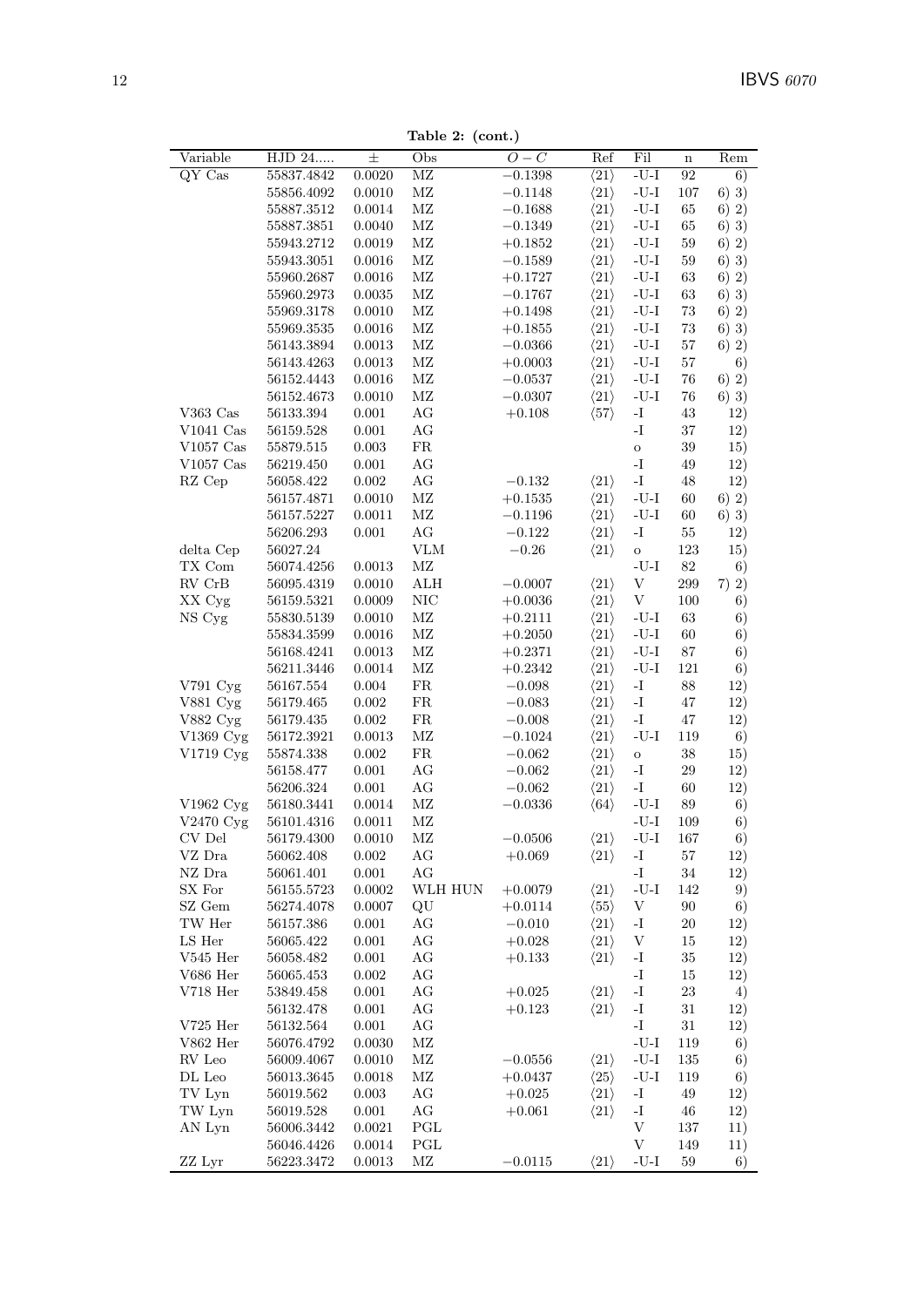**Table 2: (cont.)**

| Variable | HJD 24..... | ± | Obs | $O-C$ | Ref | Fil | n | Rem |
|---|---|---|---|---|---|---|---|---|
| QY Cas | 55837.4842 | 0.0020 | MZ | −0.1398 | ⟨21⟩ | -U-I | 92 | 6) |
| | 55856.4092 | 0.0010 | MZ | −0.1148 | ⟨21⟩ | -U-I | 107 | 6) 3) |
| | 55887.3512 | 0.0014 | MZ | −0.1688 | ⟨21⟩ | -U-I | 65 | 6) 2) |
| | 55887.3851 | 0.0040 | MZ | −0.1349 | ⟨21⟩ | -U-I | 65 | 6) 3) |
| | 55943.2712 | 0.0019 | MZ | +0.1852 | ⟨21⟩ | -U-I | 59 | 6) 2) |
| | 55943.3051 | 0.0016 | MZ | −0.1589 | ⟨21⟩ | -U-I | 59 | 6) 3) |
| | 55960.2687 | 0.0016 | MZ | +0.1727 | ⟨21⟩ | -U-I | 63 | 6) 2) |
| | 55960.2973 | 0.0035 | MZ | −0.1767 | ⟨21⟩ | -U-I | 63 | 6) 3) |
| | 55969.3178 | 0.0010 | MZ | +0.1498 | ⟨21⟩ | -U-I | 73 | 6) 2) |
| | 55969.3535 | 0.0016 | MZ | +0.1855 | ⟨21⟩ | -U-I | 73 | 6) 3) |
| | 56143.3894 | 0.0013 | MZ | −0.0366 | ⟨21⟩ | -U-I | 57 | 6) 2) |
| | 56143.4263 | 0.0013 | MZ | +0.0003 | ⟨21⟩ | -U-I | 57 | 6) |
| | 56152.4443 | 0.0016 | MZ | −0.0537 | ⟨21⟩ | -U-I | 76 | 6) 2) |
| | 56152.4673 | 0.0010 | MZ | −0.0307 | ⟨21⟩ | -U-I | 76 | 6) 3) |
| V363 Cas | 56133.394 | 0.001 | AG | +0.108 | ⟨57⟩ | -I | 43 | 12) |
| V1041 Cas | 56159.528 | 0.001 | AG | | | -I | 37 | 12) |
| V1057 Cas | 55879.515 | 0.003 | FR | | | o | 39 | 15) |
| V1057 Cas | 56219.450 | 0.001 | AG | | | -I | 49 | 12) |
| RZ Cep | 56058.422 | 0.002 | AG | −0.132 | ⟨21⟩ | -I | 48 | 12) |
| | 56157.4871 | 0.0010 | MZ | +0.1535 | ⟨21⟩ | -U-I | 60 | 6) 2) |
| | 56157.5227 | 0.0011 | MZ | −0.1196 | ⟨21⟩ | -U-I | 60 | 6) 3) |
| | 56206.293 | 0.001 | AG | −0.122 | ⟨21⟩ | -I | 55 | 12) |
| delta Cep | 56027.24 | | VLM | −0.26 | ⟨21⟩ | o | 123 | 15) |
| TX Com | 56074.4256 | 0.0013 | MZ | | | -U-I | 82 | 6) |
| RV CrB | 56095.4319 | 0.0010 | ALH | −0.0007 | ⟨21⟩ | V | 299 | 7) 2) |
| XX Cyg | 56159.5321 | 0.0009 | NIC | +0.0036 | ⟨21⟩ | V | 100 | 6) |
| NS Cyg | 55830.5139 | 0.0010 | MZ | +0.2111 | ⟨21⟩ | -U-I | 63 | 6) |
| | 55834.3599 | 0.0016 | MZ | +0.2050 | ⟨21⟩ | -U-I | 60 | 6) |
| | 56168.4241 | 0.0013 | MZ | +0.2371 | ⟨21⟩ | -U-I | 87 | 6) |
| | 56211.3446 | 0.0014 | MZ | +0.2342 | ⟨21⟩ | -U-I | 121 | 6) |
| V791 Cyg | 56167.554 | 0.004 | FR | −0.098 | ⟨21⟩ | -I | 88 | 12) |
| V881 Cyg | 56179.465 | 0.002 | FR | −0.083 | ⟨21⟩ | -I | 47 | 12) |
| V882 Cyg | 56179.435 | 0.002 | FR | −0.008 | ⟨21⟩ | -I | 47 | 12) |
| V1369 Cyg | 56172.3921 | 0.0013 | MZ | −0.1024 | ⟨21⟩ | -U-I | 119 | 6) |
| V1719 Cyg | 55874.338 | 0.002 | FR | −0.062 | ⟨21⟩ | o | 38 | 15) |
| | 56158.477 | 0.001 | AG | −0.062 | ⟨21⟩ | -I | 29 | 12) |
| | 56206.324 | 0.001 | AG | −0.062 | ⟨21⟩ | -I | 60 | 12) |
| V1962 Cyg | 56180.3441 | 0.0014 | MZ | −0.0336 | ⟨64⟩ | -U-I | 89 | 6) |
| V2470 Cyg | 56101.4316 | 0.0011 | MZ | | | -U-I | 109 | 6) |
| CV Del | 56179.4300 | 0.0010 | MZ | −0.0506 | ⟨21⟩ | -U-I | 167 | 6) |
| VZ Dra | 56062.408 | 0.002 | AG | +0.069 | ⟨21⟩ | -I | 57 | 12) |
| NZ Dra | 56061.401 | 0.001 | AG | | | -I | 34 | 12) |
| SX For | 56155.5723 | 0.0002 | WLH HUN | +0.0079 | ⟨21⟩ | -U-I | 142 | 9) |
| SZ Gem | 56274.4078 | 0.0007 | QU | +0.0114 | ⟨55⟩ | V | 90 | 6) |
| TW Her | 56157.386 | 0.001 | AG | −0.010 | ⟨21⟩ | -I | 20 | 12) |
| LS Her | 56065.422 | 0.001 | AG | +0.028 | ⟨21⟩ | V | 15 | 12) |
| V545 Her | 56058.482 | 0.001 | AG | +0.133 | ⟨21⟩ | -I | 35 | 12) |
| V686 Her | 56065.453 | 0.002 | AG | | | -I | 15 | 12) |
| V718 Her | 53849.458 | 0.001 | AG | +0.025 | ⟨21⟩ | -I | 23 | 4) |
| | 56132.478 | 0.001 | AG | +0.123 | ⟨21⟩ | -I | 31 | 12) |
| V725 Her | 56132.564 | 0.001 | AG | | | -I | 31 | 12) |
| V862 Her | 56076.4792 | 0.0030 | MZ | | | -U-I | 119 | 6) |
| RV Leo | 56009.4067 | 0.0010 | MZ | −0.0556 | ⟨21⟩ | -U-I | 135 | 6) |
| DL Leo | 56013.3645 | 0.0018 | MZ | +0.0437 | ⟨25⟩ | -U-I | 119 | 6) |
| TV Lyn | 56019.562 | 0.003 | AG | +0.025 | ⟨21⟩ | -I | 49 | 12) |
| TW Lyn | 56019.528 | 0.001 | AG | +0.061 | ⟨21⟩ | -I | 46 | 12) |
| AN Lyn | 56006.3442 | 0.0021 | PGL | | | V | 137 | 11) |
| | 56046.4426 | 0.0014 | PGL | | | V | 149 | 11) |
| ZZ Lyr | 56223.3472 | 0.0013 | MZ | −0.0115 | ⟨21⟩ | -U-I | 59 | 6) |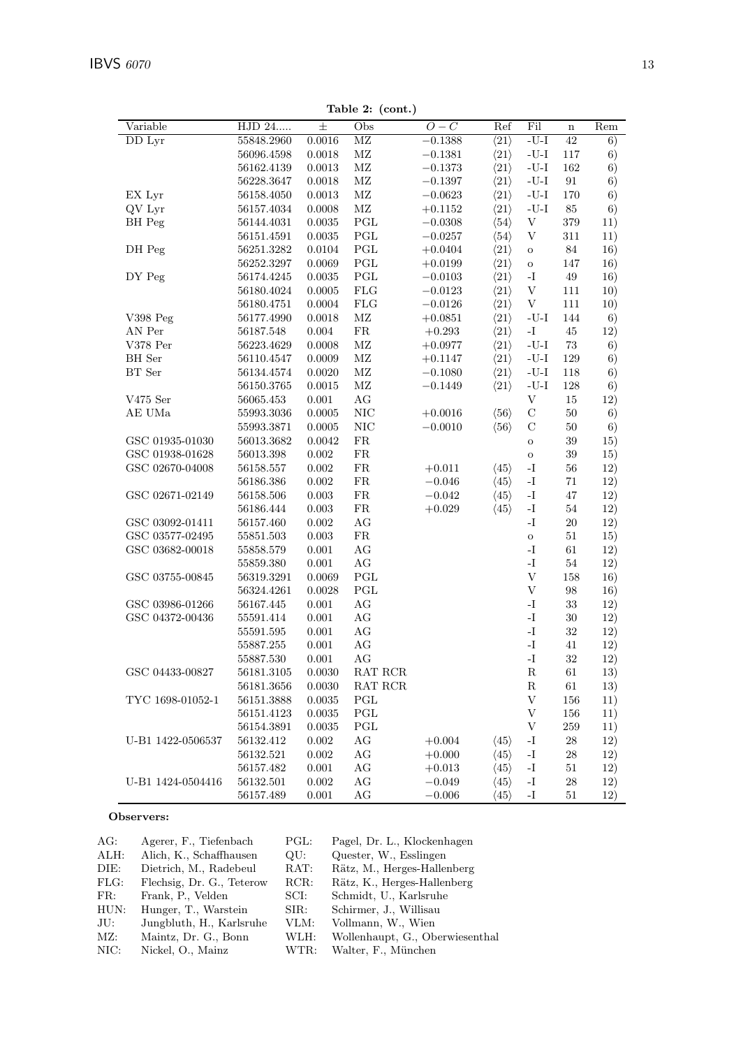**Table 2: (cont.)**

| Variable | HJD 24..... | ± | Obs | $O-C$ | Ref | Fil | n | Rem |
|---|---|---|---|---|---|---|---|---|
| DD Lyr | 55848.2960 | 0.0016 | MZ | −0.1388 | ⟨21⟩ | -U-I | 42 | 6) |
| | 56096.4598 | 0.0018 | MZ | −0.1381 | ⟨21⟩ | -U-I | 117 | 6) |
| | 56162.4139 | 0.0013 | MZ | −0.1373 | ⟨21⟩ | -U-I | 162 | 6) |
| | 56228.3647 | 0.0018 | MZ | −0.1397 | ⟨21⟩ | -U-I | 91 | 6) |
| EX Lyr | 56158.4050 | 0.0013 | MZ | −0.0623 | ⟨21⟩ | -U-I | 170 | 6) |
| QV Lyr | 56157.4034 | 0.0008 | MZ | +0.1152 | ⟨21⟩ | -U-I | 85 | 6) |
| BH Peg | 56144.4031 | 0.0035 | PGL | −0.0308 | ⟨54⟩ | V | 379 | 11) |
| | 56151.4591 | 0.0035 | PGL | −0.0257 | ⟨54⟩ | V | 311 | 11) |
| DH Peg | 56251.3282 | 0.0104 | PGL | +0.0404 | ⟨21⟩ | o | 84 | 16) |
| | 56252.3297 | 0.0069 | PGL | +0.0199 | ⟨21⟩ | o | 147 | 16) |
| DY Peg | 56174.4245 | 0.0035 | PGL | −0.0103 | ⟨21⟩ | -I | 49 | 16) |
| | 56180.4024 | 0.0005 | FLG | −0.0123 | ⟨21⟩ | V | 111 | 10) |
| | 56180.4751 | 0.0004 | FLG | −0.0126 | ⟨21⟩ | V | 111 | 10) |
| V398 Peg | 56177.4990 | 0.0018 | MZ | +0.0851 | ⟨21⟩ | -U-I | 144 | 6) |
| AN Per | 56187.548 | 0.004 | FR | +0.293 | ⟨21⟩ | -I | 45 | 12) |
| V378 Per | 56223.4629 | 0.0008 | MZ | +0.0977 | ⟨21⟩ | -U-I | 73 | 6) |
| BH Ser | 56110.4547 | 0.0009 | MZ | +0.1147 | ⟨21⟩ | -U-I | 129 | 6) |
| BT Ser | 56134.4574 | 0.0020 | MZ | −0.1080 | ⟨21⟩ | -U-I | 118 | 6) |
| | 56150.3765 | 0.0015 | MZ | −0.1449 | ⟨21⟩ | -U-I | 128 | 6) |
| V475 Ser | 56065.453 | 0.001 | AG | | | V | 15 | 12) |
| AE UMa | 55993.3036 | 0.0005 | NIC | +0.0016 | ⟨56⟩ | C | 50 | 6) |
| | 55993.3871 | 0.0005 | NIC | −0.0010 | ⟨56⟩ | C | 50 | 6) |
| GSC 01935-01030 | 56013.3682 | 0.0042 | FR | | | o | 39 | 15) |
| GSC 01938-01628 | 56013.398 | 0.002 | FR | | | o | 39 | 15) |
| GSC 02670-04008 | 56158.557 | 0.002 | FR | +0.011 | ⟨45⟩ | -I | 56 | 12) |
| | 56186.386 | 0.002 | FR | −0.046 | ⟨45⟩ | -I | 71 | 12) |
| GSC 02671-02149 | 56158.506 | 0.003 | FR | −0.042 | ⟨45⟩ | -I | 47 | 12) |
| | 56186.444 | 0.003 | FR | +0.029 | ⟨45⟩ | -I | 54 | 12) |
| GSC 03092-01411 | 56157.460 | 0.002 | AG | | | -I | 20 | 12) |
| GSC 03577-02495 | 55851.503 | 0.003 | FR | | | o | 51 | 15) |
| GSC 03682-00018 | 55858.579 | 0.001 | AG | | | -I | 61 | 12) |
| | 55859.380 | 0.001 | AG | | | -I | 54 | 12) |
| GSC 03755-00845 | 56319.3291 | 0.0069 | PGL | | | V | 158 | 16) |
| | 56324.4261 | 0.0028 | PGL | | | V | 98 | 16) |
| GSC 03986-01266 | 56167.445 | 0.001 | AG | | | -I | 33 | 12) |
| GSC 04372-00436 | 55591.414 | 0.001 | AG | | | -I | 30 | 12) |
| | 55591.595 | 0.001 | AG | | | -I | 32 | 12) |
| | 55887.255 | 0.001 | AG | | | -I | 41 | 12) |
| | 55887.530 | 0.001 | AG | | | -I | 32 | 12) |
| GSC 04433-00827 | 56181.3105 | 0.0030 | RAT RCR | | | R | 61 | 13) |
| | 56181.3656 | 0.0030 | RAT RCR | | | R | 61 | 13) |
| TYC 1698-01052-1 | 56151.3888 | 0.0035 | PGL | | | V | 156 | 11) |
| | 56151.4123 | 0.0035 | PGL | | | V | 156 | 11) |
| | 56154.3891 | 0.0035 | PGL | | | V | 259 | 11) |
| U-B1 1422-0506537 | 56132.412 | 0.002 | AG | +0.004 | ⟨45⟩ | -I | 28 | 12) |
| | 56132.521 | 0.002 | AG | +0.000 | ⟨45⟩ | -I | 28 | 12) |
| | 56157.482 | 0.001 | AG | +0.013 | ⟨45⟩ | -I | 51 | 12) |
| U-B1 1424-0504416 | 56132.501 | 0.002 | AG | −0.049 | ⟨45⟩ | -I | 28 | 12) |
| | 56157.489 | 0.001 | AG | −0.006 | ⟨45⟩ | -I | 51 | 12) |

**Observers:**

| | | | |
|---|---|---|---|
| AG: | Agerer, F., Tiefenbach | PGL: | Pagel, Dr. L., Klockenhagen |
| ALH: | Alich, K., Schaffhausen | QU: | Quester, W., Esslingen |
| DIE: | Dietrich, M., Radebeul | RAT: | Rätz, M., Herges-Hallenberg |
| FLG: | Flechsig, Dr. G., Teterow | RCR: | Rätz, K., Herges-Hallenberg |
| FR: | Frank, P., Velden | SCI: | Schmidt, U., Karlsruhe |
| HUN: | Hunger, T., Warstein | SIR: | Schirmer, J., Willisau |
| JU: | Jungbluth, H., Karlsruhe | VLM: | Vollmann, W., Wien |
| MZ: | Maintz, Dr. G., Bonn | WLH: | Wollenhaupt, G., Oberwiesenthal |
| NIC: | Nickel, O., Mainz | WTR: | Walter, F., München |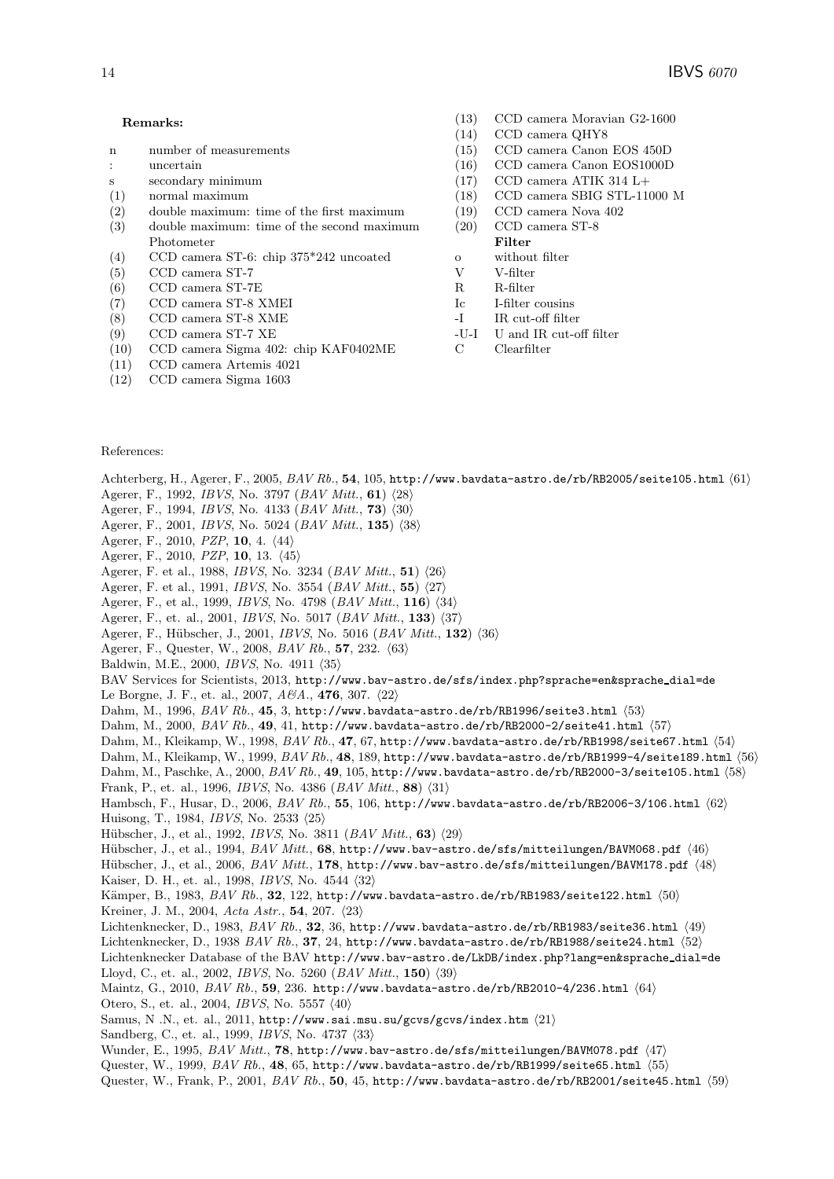**Remarks:**

| | |
|---|---|
| n | number of measurements |
| : | uncertain |
| s | secondary minimum |
| (1) | normal maximum |
| (2) | double maximum: time of the first maximum |
| (3) | double maximum: time of the second maximum |
| | Photometer |
| (4) | CCD camera ST-6: chip 375*242 uncoated |
| (5) | CCD camera ST-7 |
| (6) | CCD camera ST-7E |
| (7) | CCD camera ST-8 XMEI |
| (8) | CCD camera ST-8 XME |
| (9) | CCD camera ST-7 XE |
| (10) | CCD camera Sigma 402: chip KAF0402ME |
| (11) | CCD camera Artemis 4021 |
| (12) | CCD camera Sigma 1603 |
| (13) | CCD camera Moravian G2-1600 |
| (14) | CCD camera QHY8 |
| (15) | CCD camera Canon EOS 450D |
| (16) | CCD camera Canon EOS1000D |
| (17) | CCD camera ATIK 314 L+ |
| (18) | CCD camera SBIG STL-11000 M |
| (19) | CCD camera Nova 402 |
| (20) | CCD camera ST-8 |
| | **Filter** |
| o | without filter |
| V | V-filter |
| R | R-filter |
| Ic | I-filter cousins |
| -I | IR cut-off filter |
| -U-I | U and IR cut-off filter |
| C | Clearfilter |

References:

Achterberg, H., Agerer, F., 2005, *BAV Rb.*, **54**, 105, http://www.bavdata-astro.de/rb/RB2005/seite105.html ⟨61⟩
Agerer, F., 1992, *IBVS*, No. 3797 (*BAV Mitt.*, **61**) ⟨28⟩
Agerer, F., 1994, *IBVS*, No. 4133 (*BAV Mitt.*, **73**) ⟨30⟩
Agerer, F., 2001, *IBVS*, No. 5024 (*BAV Mitt.*, **135**) ⟨38⟩
Agerer, F., 2010, *PZP*, **10**, 4. ⟨44⟩
Agerer, F., 2010, *PZP*, **10**, 13. ⟨45⟩
Agerer, F. et al., 1988, *IBVS*, No. 3234 (*BAV Mitt.*, **51**) ⟨26⟩
Agerer, F. et al., 1991, *IBVS*, No. 3554 (*BAV Mitt.*, **55**) ⟨27⟩
Agerer, F., et al., 1999, *IBVS*, No. 4798 (*BAV Mitt.*, **116**) ⟨34⟩
Agerer, F., et. al., 2001, *IBVS*, No. 5017 (*BAV Mitt.*, **133**) ⟨37⟩
Agerer, F., Hübscher, J., 2001, *IBVS*, No. 5016 (*BAV Mitt.*, **132**) ⟨36⟩
Agerer, F., Quester, W., 2008, *BAV Rb.*, **57**, 232. ⟨63⟩
Baldwin, M.E., 2000, *IBVS*, No. 4911 ⟨35⟩
BAV Services for Scientists, 2013, http://www.bav-astro.de/sfs/index.php?sprache=en&sprache_dial=de
Le Borgne, J. F., et. al., 2007, *A&A.*, **476**, 307. ⟨22⟩
Dahm, M., 1996, *BAV Rb.*, **45**, 3, http://www.bavdata-astro.de/rb/RB1996/seite3.html ⟨53⟩
Dahm, M., 2000, *BAV Rb.*, **49**, 41, http://www.bavdata-astro.de/rb/RB2000-2/seite41.html ⟨57⟩
Dahm, M., Kleikamp, W., 1998, *BAV Rb.*, **47**, 67, http://www.bavdata-astro.de/rb/RB1998/seite67.html ⟨54⟩
Dahm, M., Kleikamp, W., 1999, *BAV Rb.*, **48**, 189, http://www.bavdata-astro.de/rb/RB1999-4/seite189.html ⟨56⟩
Dahm, M., Paschke, A., 2000, *BAV Rb.*, **49**, 105, http://www.bavdata-astro.de/rb/RB2000-3/seite105.html ⟨58⟩
Frank, P., et. al., 1996, *IBVS*, No. 4386 (*BAV Mitt.*, **88**) ⟨31⟩
Hambsch, F., Husar, D., 2006, *BAV Rb.*, **55**, 106, http://www.bavdata-astro.de/rb/RB2006-3/106.html ⟨62⟩
Huisong, T., 1984, *IBVS*, No. 2533 ⟨25⟩
Hübscher, J., et al., 1992, *IBVS*, No. 3811 (*BAV Mitt.*, **63**) ⟨29⟩
Hübscher, J., et al., 1994, *BAV Mitt.*, **68**, http://www.bav-astro.de/sfs/mitteilungen/BAVM068.pdf ⟨46⟩
Hübscher, J., et al., 2006, *BAV Mitt.*, **178**, http://www.bav-astro.de/sfs/mitteilungen/BAVM178.pdf ⟨48⟩
Kaiser, D. H., et. al., 1998, *IBVS*, No. 4544 ⟨32⟩
Kämper, B., 1983, *BAV Rb.*, **32**, 122, http://www.bavdata-astro.de/rb/RB1983/seite122.html ⟨50⟩
Kreiner, J. M., 2004, *Acta Astr.*, **54**, 207. ⟨23⟩
Lichtenknecker, D., 1983, *BAV Rb.*, **32**, 36, http://www.bavdata-astro.de/rb/RB1983/seite36.html ⟨49⟩
Lichtenknecker, D., 1938 *BAV Rb.*, **37**, 24, http://www.bavdata-astro.de/rb/RB1988/seite24.html ⟨52⟩
Lichtenknecker Database of the BAV http://www.bav-astro.de/LkDB/index.php?lang=en&sprache_dial=de
Lloyd, C., et. al., 2002, *IBVS*, No. 5260 (*BAV Mitt.*, **150**) ⟨39⟩
Maintz, G., 2010, *BAV Rb.*, **59**, 236. http://www.bavdata-astro.de/rb/RB2010-4/236.html ⟨64⟩
Otero, S., et. al., 2004, *IBVS*, No. 5557 ⟨40⟩
Samus, N .N., et. al., 2011, http://www.sai.msu.su/gcvs/gcvs/index.htm ⟨21⟩
Sandberg, C., et. al., 1999, *IBVS*, No. 4737 ⟨33⟩
Wunder, E., 1995, *BAV Mitt.*, **78**, http://www.bav-astro.de/sfs/mitteilungen/BAVM078.pdf ⟨47⟩
Quester, W., 1999, *BAV Rb.*, **48**, 65, http://www.bavdata-astro.de/rb/RB1999/seite65.html ⟨55⟩
Quester, W., Frank, P., 2001, *BAV Rb.*, **50**, 45, http://www.bavdata-astro.de/rb/RB2001/seite45.html ⟨59⟩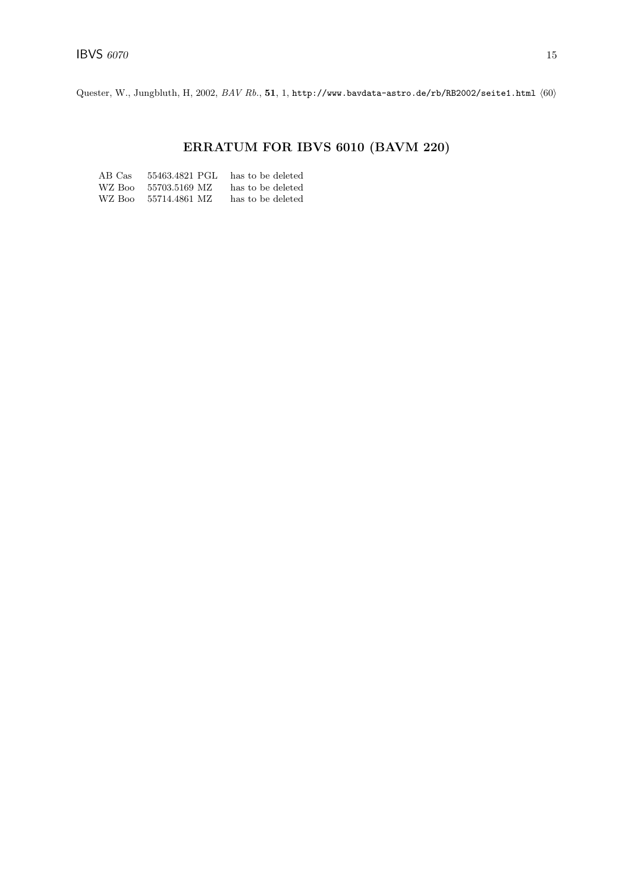Quester, W., Jungbluth, H, 2002, *BAV Rb.*, **51**, 1, http://www.bavdata-astro.de/rb/RB2002/seite1.html ⟨60⟩

## ERRATUM FOR IBVS 6010 (BAVM 220)

| | | |
|---|---|---|
| AB Cas | 55463.4821 PGL | has to be deleted |
| WZ Boo | 55703.5169 MZ | has to be deleted |
| WZ Boo | 55714.4861 MZ | has to be deleted |